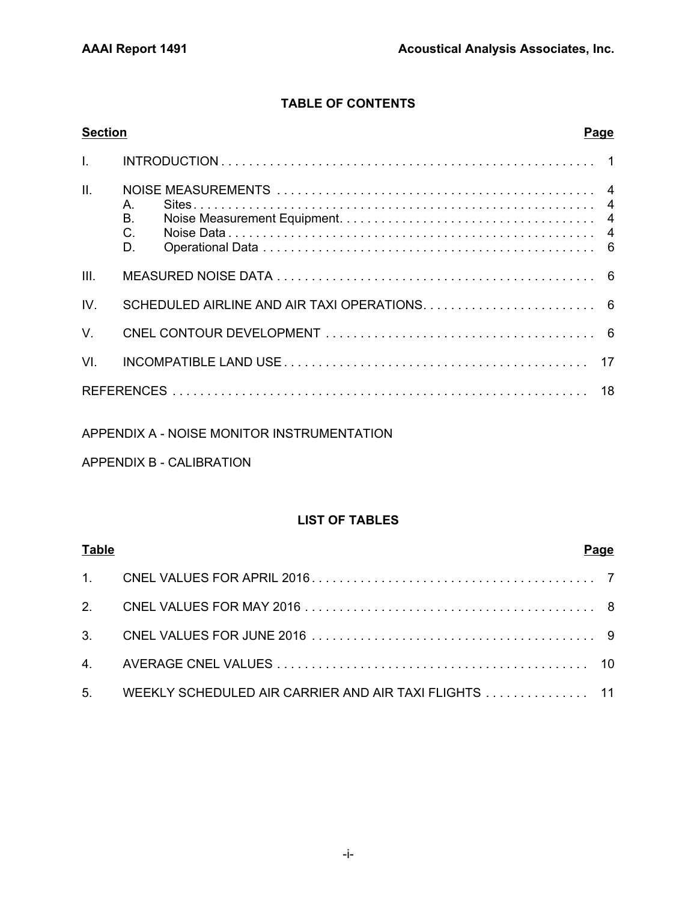## TABLE OF CONTENTS

| Section | | Page |
|---|---|---|
| I. | INTRODUCTION | 1 |
| II. | NOISE MEASUREMENTS | 4 |
| | A. Sites | 4 |
| | B. Noise Measurement Equipment | 4 |
| | C. Noise Data | 4 |
| | D. Operational Data | 6 |
| III. | MEASURED NOISE DATA | 6 |
| IV. | SCHEDULED AIRLINE AND AIR TAXI OPERATIONS | 6 |
| V. | CNEL CONTOUR DEVELOPMENT | 6 |
| VI. | INCOMPATIBLE LAND USE | 17 |
| REFERENCES | | 18 |

APPENDIX A - NOISE MONITOR INSTRUMENTATION

APPENDIX B - CALIBRATION

## LIST OF TABLES

| Table | | Page |
|---|---|---|
| 1. | CNEL VALUES FOR APRIL 2016 | 7 |
| 2. | CNEL VALUES FOR MAY 2016 | 8 |
| 3. | CNEL VALUES FOR JUNE 2016 | 9 |
| 4. | AVERAGE CNEL VALUES | 10 |
| 5. | WEEKLY SCHEDULED AIR CARRIER AND AIR TAXI FLIGHTS | 11 |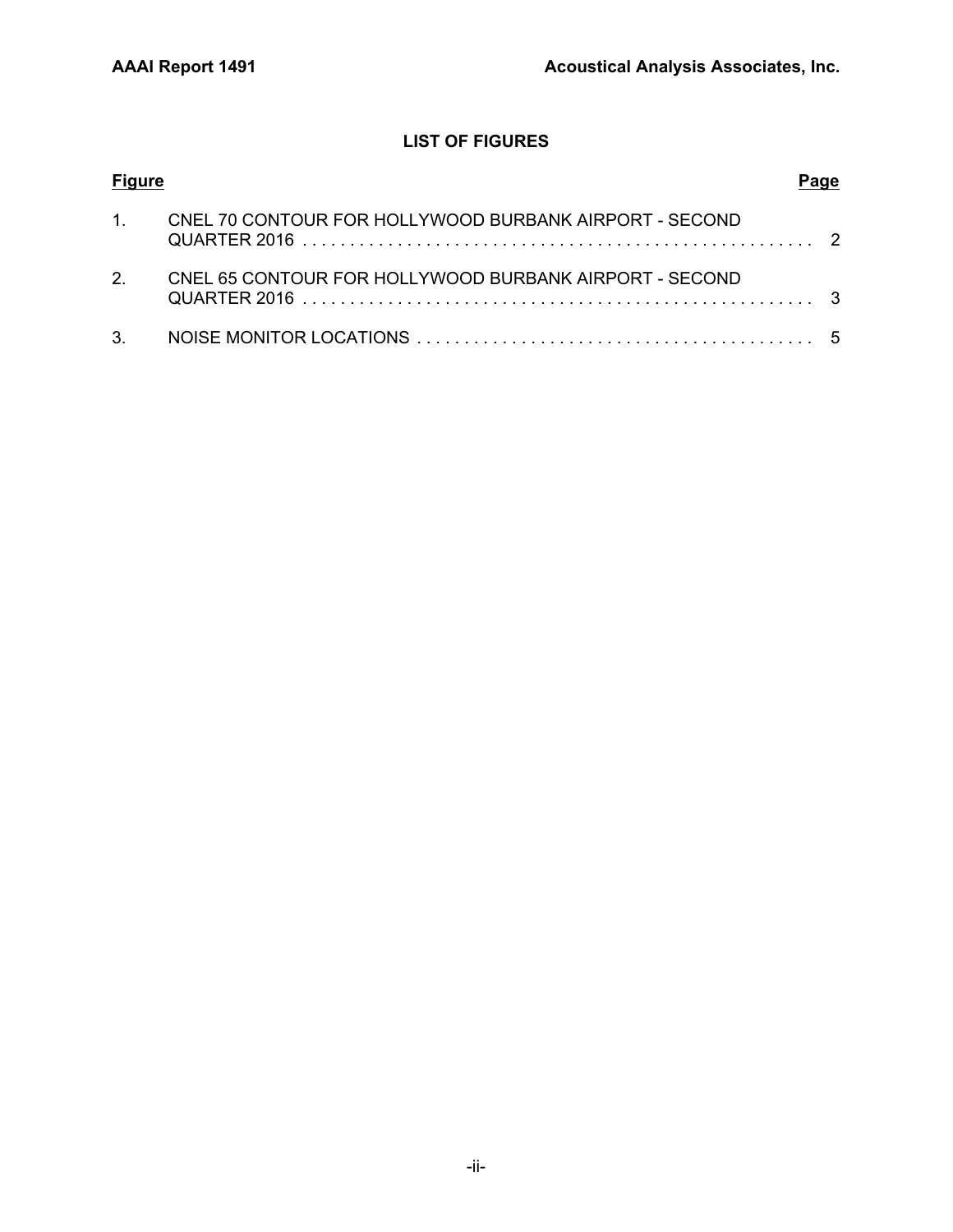## LIST OF FIGURES

| Figure | | Page |
|---|---|---|
| 1. | CNEL 70 CONTOUR FOR HOLLYWOOD BURBANK AIRPORT - SECOND QUARTER 2016 | 2 |
| 2. | CNEL 65 CONTOUR FOR HOLLYWOOD BURBANK AIRPORT - SECOND QUARTER 2016 | 3 |
| 3. | NOISE MONITOR LOCATIONS | 5 |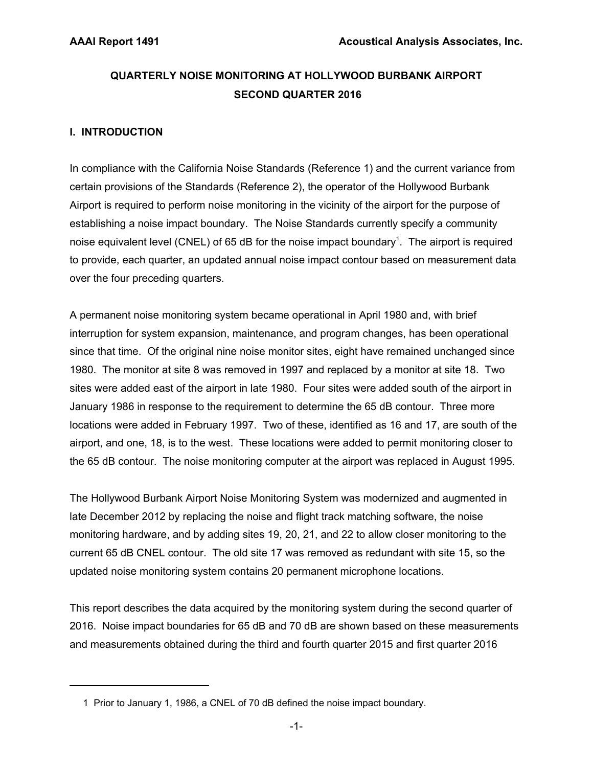# QUARTERLY NOISE MONITORING AT HOLLYWOOD BURBANK AIRPORT SECOND QUARTER 2016

## I. INTRODUCTION

In compliance with the California Noise Standards (Reference 1) and the current variance from certain provisions of the Standards (Reference 2), the operator of the Hollywood Burbank Airport is required to perform noise monitoring in the vicinity of the airport for the purpose of establishing a noise impact boundary. The Noise Standards currently specify a community noise equivalent level (CNEL) of 65 dB for the noise impact boundary[1]. The airport is required to provide, each quarter, an updated annual noise impact contour based on measurement data over the four preceding quarters.

A permanent noise monitoring system became operational in April 1980 and, with brief interruption for system expansion, maintenance, and program changes, has been operational since that time. Of the original nine noise monitor sites, eight have remained unchanged since 1980. The monitor at site 8 was removed in 1997 and replaced by a monitor at site 18. Two sites were added east of the airport in late 1980. Four sites were added south of the airport in January 1986 in response to the requirement to determine the 65 dB contour. Three more locations were added in February 1997. Two of these, identified as 16 and 17, are south of the airport, and one, 18, is to the west. These locations were added to permit monitoring closer to the 65 dB contour. The noise monitoring computer at the airport was replaced in August 1995.

The Hollywood Burbank Airport Noise Monitoring System was modernized and augmented in late December 2012 by replacing the noise and flight track matching software, the noise monitoring hardware, and by adding sites 19, 20, 21, and 22 to allow closer monitoring to the current 65 dB CNEL contour. The old site 17 was removed as redundant with site 15, so the updated noise monitoring system contains 20 permanent microphone locations.

This report describes the data acquired by the monitoring system during the second quarter of 2016. Noise impact boundaries for 65 dB and 70 dB are shown based on these measurements and measurements obtained during the third and fourth quarter 2015 and first quarter 2016

---

1 Prior to January 1, 1986, a CNEL of 70 dB defined the noise impact boundary.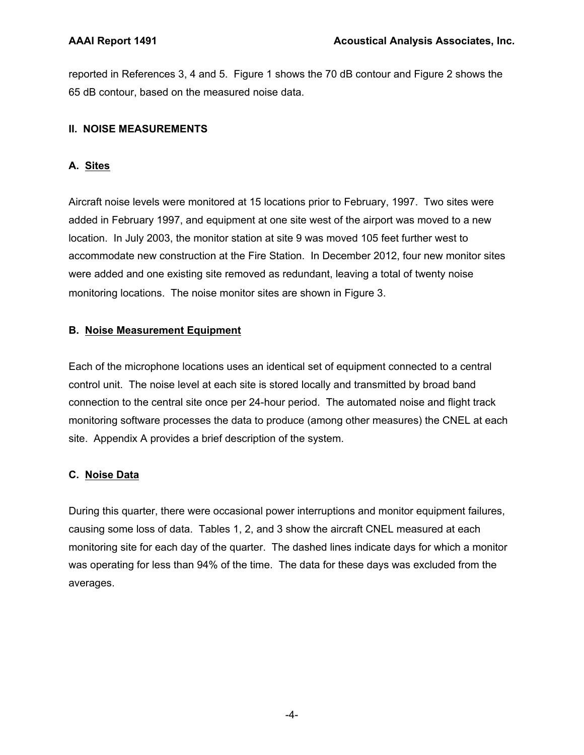reported in References 3, 4 and 5. Figure 1 shows the 70 dB contour and Figure 2 shows the 65 dB contour, based on the measured noise data.

## II. NOISE MEASUREMENTS

### A. <u>Sites</u>

Aircraft noise levels were monitored at 15 locations prior to February, 1997. Two sites were added in February 1997, and equipment at one site west of the airport was moved to a new location. In July 2003, the monitor station at site 9 was moved 105 feet further west to accommodate new construction at the Fire Station. In December 2012, four new monitor sites were added and one existing site removed as redundant, leaving a total of twenty noise monitoring locations. The noise monitor sites are shown in Figure 3.

### B. <u>Noise Measurement Equipment</u>

Each of the microphone locations uses an identical set of equipment connected to a central control unit. The noise level at each site is stored locally and transmitted by broad band connection to the central site once per 24-hour period. The automated noise and flight track monitoring software processes the data to produce (among other measures) the CNEL at each site. Appendix A provides a brief description of the system.

### C. <u>Noise Data</u>

During this quarter, there were occasional power interruptions and monitor equipment failures, causing some loss of data. Tables 1, 2, and 3 show the aircraft CNEL measured at each monitoring site for each day of the quarter. The dashed lines indicate days for which a monitor was operating for less than 94% of the time. The data for these days was excluded from the averages.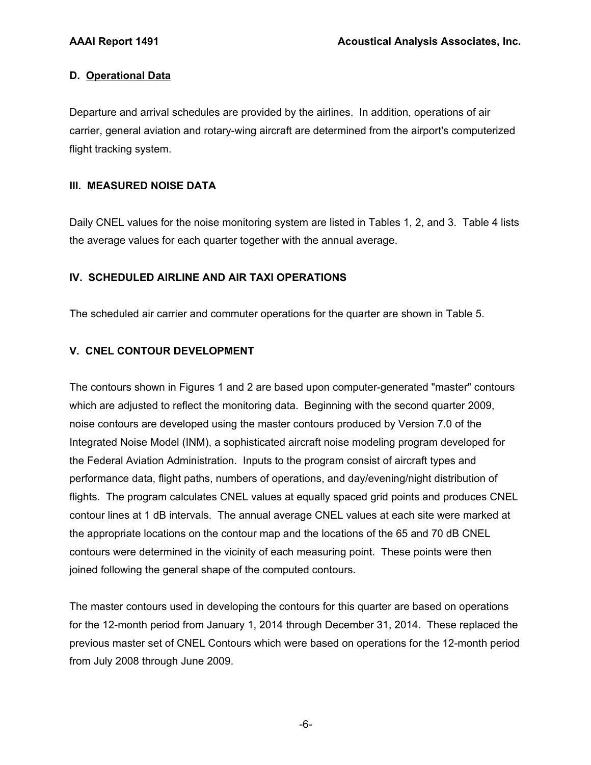### D. Operational Data

Departure and arrival schedules are provided by the airlines. In addition, operations of air carrier, general aviation and rotary-wing aircraft are determined from the airport's computerized flight tracking system.

## III. MEASURED NOISE DATA

Daily CNEL values for the noise monitoring system are listed in Tables 1, 2, and 3. Table 4 lists the average values for each quarter together with the annual average.

## IV. SCHEDULED AIRLINE AND AIR TAXI OPERATIONS

The scheduled air carrier and commuter operations for the quarter are shown in Table 5.

## V. CNEL CONTOUR DEVELOPMENT

The contours shown in Figures 1 and 2 are based upon computer-generated "master" contours which are adjusted to reflect the monitoring data. Beginning with the second quarter 2009, noise contours are developed using the master contours produced by Version 7.0 of the Integrated Noise Model (INM), a sophisticated aircraft noise modeling program developed for the Federal Aviation Administration. Inputs to the program consist of aircraft types and performance data, flight paths, numbers of operations, and day/evening/night distribution of flights. The program calculates CNEL values at equally spaced grid points and produces CNEL contour lines at 1 dB intervals. The annual average CNEL values at each site were marked at the appropriate locations on the contour map and the locations of the 65 and 70 dB CNEL contours were determined in the vicinity of each measuring point. These points were then joined following the general shape of the computed contours.

The master contours used in developing the contours for this quarter are based on operations for the 12-month period from January 1, 2014 through December 31, 2014. These replaced the previous master set of CNEL Contours which were based on operations for the 12-month period from July 2008 through June 2009.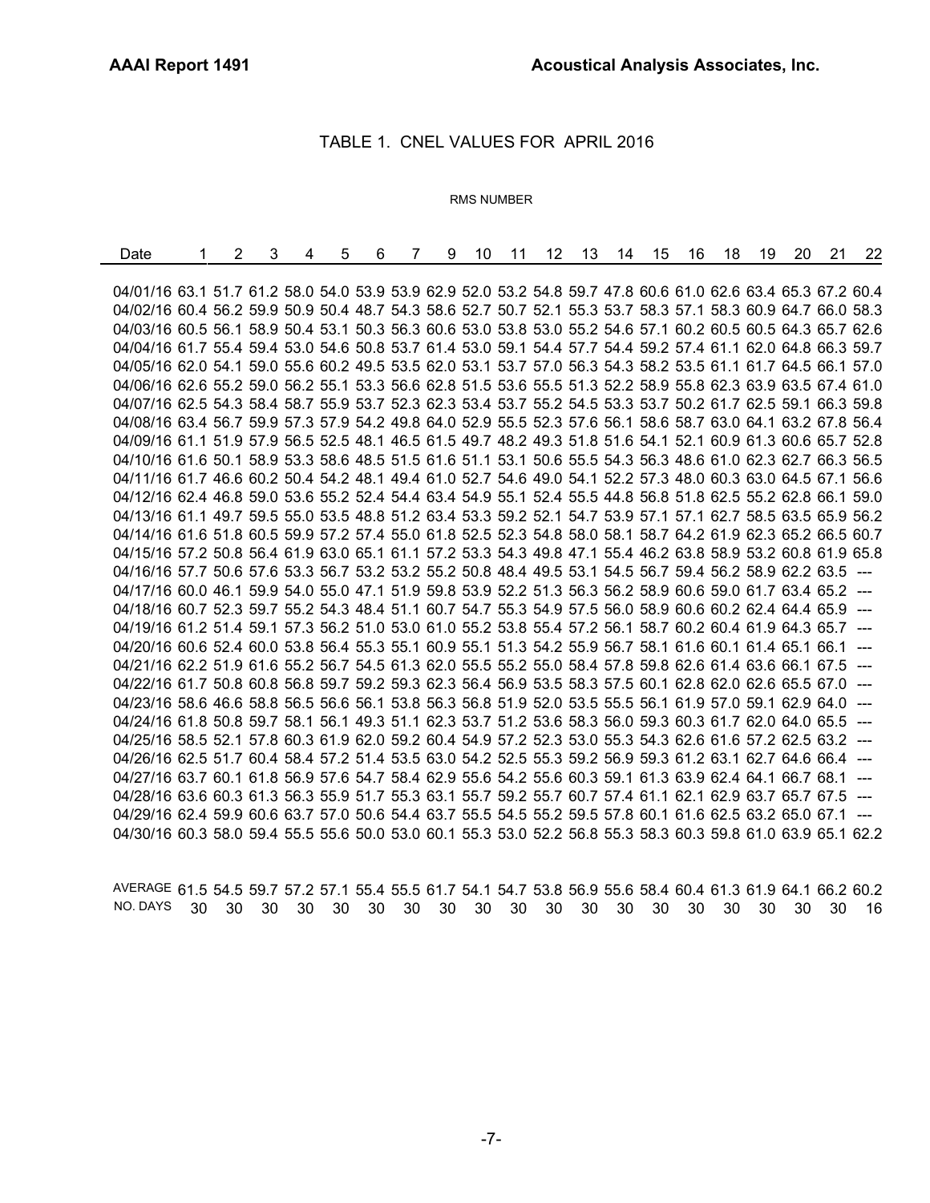## TABLE 1. CNEL VALUES FOR APRIL 2016

RMS NUMBER

| Date | 1 | 2 | 3 | 4 | 5 | 6 | 7 | 9 | 10 | 11 | 12 | 13 | 14 | 15 | 16 | 18 | 19 | 20 | 21 | 22 |
|---|---|---|---|---|---|---|---|---|---|---|---|---|---|---|---|---|---|---|---|---|
| 04/01/16 | 63.1 | 51.7 | 61.2 | 58.0 | 54.0 | 53.9 | 53.9 | 62.9 | 52.0 | 53.2 | 54.8 | 59.7 | 47.8 | 60.6 | 61.0 | 62.6 | 63.4 | 65.3 | 67.2 | 60.4 |
| 04/02/16 | 60.4 | 56.2 | 59.9 | 50.9 | 50.4 | 48.7 | 54.3 | 58.6 | 52.7 | 50.7 | 52.1 | 55.3 | 53.7 | 58.3 | 57.1 | 58.3 | 60.9 | 64.7 | 66.0 | 58.3 |
| 04/03/16 | 60.5 | 56.1 | 58.9 | 50.4 | 53.1 | 50.3 | 56.3 | 60.6 | 53.0 | 53.8 | 53.0 | 55.2 | 54.6 | 57.1 | 60.2 | 60.5 | 60.5 | 64.3 | 65.7 | 62.6 |
| 04/04/16 | 61.7 | 55.4 | 59.4 | 53.0 | 54.6 | 50.8 | 53.7 | 61.4 | 53.0 | 59.1 | 54.4 | 57.7 | 54.4 | 59.2 | 57.4 | 61.1 | 62.0 | 64.8 | 66.3 | 59.7 |
| 04/05/16 | 62.0 | 54.1 | 59.0 | 55.6 | 60.2 | 49.5 | 53.5 | 62.0 | 53.1 | 53.7 | 57.0 | 56.3 | 54.3 | 58.2 | 53.5 | 61.1 | 61.7 | 64.5 | 66.1 | 57.0 |
| 04/06/16 | 62.6 | 55.2 | 59.0 | 56.2 | 55.1 | 53.3 | 56.6 | 62.8 | 51.5 | 53.6 | 55.5 | 51.3 | 52.2 | 58.9 | 55.8 | 62.3 | 63.9 | 63.5 | 67.4 | 61.0 |
| 04/07/16 | 62.5 | 54.3 | 58.4 | 58.7 | 55.9 | 53.7 | 52.3 | 62.3 | 53.4 | 53.7 | 55.2 | 54.5 | 53.3 | 53.7 | 50.2 | 61.7 | 62.5 | 59.1 | 66.3 | 59.8 |
| 04/08/16 | 63.4 | 56.7 | 59.9 | 57.3 | 57.9 | 54.2 | 49.8 | 64.0 | 52.9 | 55.5 | 52.3 | 57.6 | 56.1 | 58.6 | 58.7 | 63.0 | 64.1 | 63.2 | 67.8 | 56.4 |
| 04/09/16 | 61.1 | 51.9 | 57.9 | 56.5 | 52.5 | 48.1 | 46.5 | 61.5 | 49.7 | 48.2 | 49.3 | 51.8 | 51.6 | 54.1 | 52.1 | 60.9 | 61.3 | 60.6 | 65.7 | 52.8 |
| 04/10/16 | 61.6 | 50.1 | 58.9 | 53.3 | 58.6 | 48.5 | 51.5 | 61.6 | 51.1 | 53.1 | 50.6 | 55.5 | 54.3 | 56.3 | 48.6 | 61.0 | 62.3 | 62.7 | 66.3 | 56.5 |
| 04/11/16 | 61.7 | 46.6 | 60.2 | 50.4 | 54.2 | 48.1 | 49.4 | 61.0 | 52.7 | 54.6 | 49.0 | 54.1 | 52.2 | 57.3 | 48.0 | 60.3 | 63.0 | 64.5 | 67.1 | 56.6 |
| 04/12/16 | 62.4 | 46.8 | 59.0 | 53.6 | 55.2 | 52.4 | 54.4 | 63.4 | 54.9 | 55.1 | 52.4 | 55.5 | 44.8 | 56.8 | 51.8 | 62.5 | 55.2 | 62.8 | 66.1 | 59.0 |
| 04/13/16 | 61.1 | 49.7 | 59.5 | 55.0 | 53.5 | 48.8 | 51.2 | 63.4 | 53.3 | 59.2 | 52.1 | 54.7 | 53.9 | 57.1 | 57.1 | 62.7 | 58.5 | 63.5 | 65.9 | 56.2 |
| 04/14/16 | 61.6 | 51.8 | 60.5 | 59.9 | 57.2 | 57.4 | 55.0 | 61.8 | 52.5 | 52.3 | 54.8 | 58.0 | 58.1 | 58.7 | 64.2 | 61.9 | 62.3 | 65.2 | 66.5 | 60.7 |
| 04/15/16 | 57.2 | 50.8 | 56.4 | 61.9 | 63.0 | 65.1 | 61.1 | 57.2 | 53.3 | 54.3 | 49.8 | 47.1 | 55.4 | 46.2 | 63.8 | 58.9 | 53.2 | 60.8 | 61.9 | 65.8 |
| 04/16/16 | 57.7 | 50.6 | 57.6 | 53.3 | 56.7 | 53.2 | 53.2 | 55.2 | 50.8 | 48.4 | 49.5 | 53.1 | 54.5 | 56.7 | 59.4 | 56.2 | 58.9 | 62.2 | 63.5 | --- |
| 04/17/16 | 60.0 | 46.1 | 59.9 | 54.0 | 55.0 | 47.1 | 51.9 | 59.8 | 53.9 | 52.2 | 51.3 | 56.3 | 56.2 | 58.9 | 60.6 | 59.0 | 61.7 | 63.4 | 65.2 | --- |
| 04/18/16 | 60.7 | 52.3 | 59.7 | 55.2 | 54.3 | 48.4 | 51.1 | 60.7 | 54.7 | 55.3 | 54.9 | 57.5 | 56.0 | 58.9 | 60.6 | 60.2 | 62.4 | 64.4 | 65.9 | --- |
| 04/19/16 | 61.2 | 51.4 | 59.1 | 57.3 | 56.2 | 51.0 | 53.0 | 61.0 | 55.2 | 53.8 | 55.4 | 57.2 | 56.1 | 58.7 | 60.2 | 60.4 | 61.9 | 64.3 | 65.7 | --- |
| 04/20/16 | 60.6 | 52.4 | 60.0 | 53.8 | 56.4 | 55.3 | 55.1 | 60.9 | 55.1 | 51.3 | 54.2 | 55.9 | 56.7 | 58.1 | 61.6 | 60.1 | 61.4 | 65.1 | 66.1 | --- |
| 04/21/16 | 62.2 | 51.9 | 61.6 | 55.2 | 56.7 | 54.5 | 61.3 | 62.0 | 55.5 | 55.2 | 55.0 | 58.4 | 57.8 | 59.8 | 62.6 | 61.4 | 63.6 | 66.1 | 67.5 | --- |
| 04/22/16 | 61.7 | 50.8 | 60.8 | 56.8 | 59.7 | 59.2 | 59.3 | 62.3 | 56.4 | 56.9 | 53.5 | 58.3 | 57.5 | 60.1 | 62.8 | 62.0 | 62.6 | 65.5 | 67.0 | --- |
| 04/23/16 | 58.6 | 46.6 | 58.8 | 56.5 | 56.6 | 56.1 | 53.8 | 56.3 | 56.8 | 51.9 | 52.0 | 53.5 | 55.5 | 56.1 | 61.9 | 57.0 | 59.1 | 62.9 | 64.0 | --- |
| 04/24/16 | 61.8 | 50.8 | 59.7 | 58.1 | 56.1 | 49.3 | 51.1 | 62.3 | 53.7 | 51.2 | 53.6 | 58.3 | 56.0 | 59.3 | 60.3 | 61.7 | 62.0 | 64.0 | 65.5 | --- |
| 04/25/16 | 58.5 | 52.1 | 57.8 | 60.3 | 61.9 | 62.0 | 59.2 | 60.4 | 54.9 | 57.2 | 52.3 | 53.0 | 55.3 | 54.3 | 62.6 | 61.6 | 57.2 | 62.5 | 63.2 | --- |
| 04/26/16 | 62.5 | 51.7 | 60.4 | 58.4 | 57.2 | 51.4 | 53.5 | 63.0 | 54.2 | 52.5 | 55.3 | 59.2 | 56.9 | 59.3 | 61.2 | 63.1 | 62.7 | 64.6 | 66.4 | --- |
| 04/27/16 | 63.7 | 60.1 | 61.8 | 56.9 | 57.6 | 54.7 | 58.4 | 62.9 | 55.6 | 54.2 | 55.6 | 60.3 | 59.1 | 61.3 | 63.9 | 62.4 | 64.1 | 66.7 | 68.1 | --- |
| 04/28/16 | 63.6 | 60.3 | 61.3 | 56.3 | 55.9 | 51.7 | 55.3 | 63.1 | 55.7 | 59.2 | 55.7 | 60.7 | 57.4 | 61.1 | 62.1 | 62.9 | 63.7 | 65.7 | 67.5 | --- |
| 04/29/16 | 62.4 | 59.9 | 60.6 | 63.7 | 57.0 | 50.6 | 54.4 | 63.7 | 55.5 | 54.5 | 55.2 | 59.5 | 57.8 | 60.1 | 61.6 | 62.5 | 63.2 | 65.0 | 67.1 | --- |
| 04/30/16 | 60.3 | 58.0 | 59.4 | 55.5 | 55.6 | 50.0 | 53.0 | 60.1 | 55.3 | 53.0 | 52.2 | 56.8 | 55.3 | 58.3 | 60.3 | 59.8 | 61.0 | 63.9 | 65.1 | 62.2 |
| AVERAGE | 61.5 | 54.5 | 59.7 | 57.2 | 57.1 | 55.4 | 55.5 | 61.7 | 54.1 | 54.7 | 53.8 | 56.9 | 55.6 | 58.4 | 60.4 | 61.3 | 61.9 | 64.1 | 66.2 | 60.2 |
| NO. DAYS | 30 | 30 | 30 | 30 | 30 | 30 | 30 | 30 | 30 | 30 | 30 | 30 | 30 | 30 | 30 | 30 | 30 | 30 | 30 | 16 |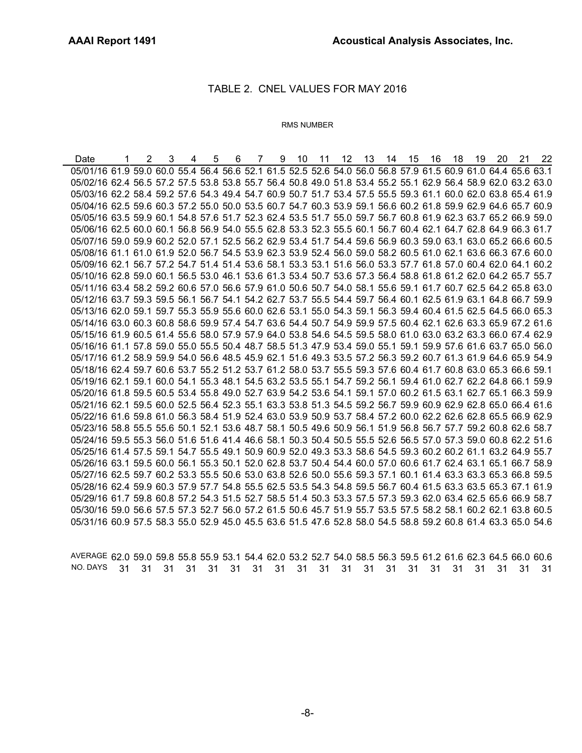## TABLE 2. CNEL VALUES FOR MAY 2016

RMS NUMBER

| Date | 1 | 2 | 3 | 4 | 5 | 6 | 7 | 9 | 10 | 11 | 12 | 13 | 14 | 15 | 16 | 18 | 19 | 20 | 21 | 22 |
|---|---|---|---|---|---|---|---|---|---|---|---|---|---|---|---|---|---|---|---|---|
| 05/01/16 | 61.9 | 59.0 | 60.0 | 55.4 | 56.4 | 56.6 | 52.1 | 61.5 | 52.5 | 52.6 | 54.0 | 56.0 | 56.8 | 57.9 | 61.5 | 60.9 | 61.0 | 64.4 | 65.6 | 63.1 |
| 05/02/16 | 62.4 | 56.5 | 57.2 | 57.5 | 53.8 | 53.8 | 55.7 | 56.4 | 50.8 | 49.0 | 51.8 | 53.4 | 55.2 | 55.1 | 62.9 | 56.4 | 58.9 | 62.0 | 63.2 | 63.0 |
| 05/03/16 | 62.2 | 58.4 | 59.2 | 57.6 | 54.3 | 49.4 | 54.7 | 60.9 | 50.7 | 51.7 | 53.4 | 57.5 | 55.5 | 59.3 | 61.1 | 60.0 | 62.0 | 63.8 | 65.4 | 61.9 |
| 05/04/16 | 62.5 | 59.6 | 60.3 | 57.2 | 55.0 | 50.0 | 53.5 | 60.7 | 54.7 | 60.3 | 53.9 | 59.1 | 56.6 | 60.2 | 61.8 | 59.9 | 62.9 | 64.6 | 65.7 | 60.9 |
| 05/05/16 | 63.5 | 59.9 | 60.1 | 54.8 | 57.6 | 51.7 | 52.3 | 62.4 | 53.5 | 51.7 | 55.0 | 59.7 | 56.7 | 60.8 | 61.9 | 62.3 | 63.7 | 65.2 | 66.9 | 59.0 |
| 05/06/16 | 62.5 | 60.0 | 60.1 | 56.8 | 56.9 | 54.0 | 55.5 | 62.8 | 53.3 | 52.3 | 55.5 | 60.1 | 56.7 | 60.4 | 62.1 | 64.7 | 62.8 | 64.9 | 66.3 | 61.7 |
| 05/07/16 | 59.0 | 59.9 | 60.2 | 52.0 | 57.1 | 52.5 | 56.2 | 62.9 | 53.4 | 51.7 | 54.4 | 59.6 | 56.9 | 60.3 | 59.0 | 63.1 | 63.0 | 65.2 | 66.6 | 60.5 |
| 05/08/16 | 61.1 | 61.0 | 61.9 | 52.0 | 56.7 | 54.5 | 53.9 | 62.3 | 53.9 | 52.4 | 56.0 | 59.0 | 58.2 | 60.5 | 61.0 | 62.1 | 63.6 | 66.3 | 67.6 | 60.0 |
| 05/09/16 | 62.1 | 56.7 | 57.2 | 54.7 | 51.4 | 51.4 | 53.6 | 58.1 | 53.3 | 53.1 | 51.6 | 56.0 | 53.3 | 57.7 | 61.8 | 57.0 | 60.4 | 62.0 | 64.1 | 60.2 |
| 05/10/16 | 62.8 | 59.0 | 60.1 | 56.5 | 53.0 | 46.1 | 53.6 | 61.3 | 53.4 | 50.7 | 53.6 | 57.3 | 56.4 | 58.8 | 61.8 | 61.2 | 62.0 | 64.2 | 65.7 | 55.7 |
| 05/11/16 | 63.4 | 58.2 | 59.2 | 60.6 | 57.0 | 56.6 | 57.9 | 61.0 | 50.6 | 50.7 | 54.0 | 58.1 | 55.6 | 59.1 | 61.7 | 60.7 | 62.5 | 64.2 | 65.8 | 63.0 |
| 05/12/16 | 63.7 | 59.3 | 59.5 | 56.1 | 56.7 | 54.1 | 54.2 | 62.7 | 53.7 | 55.5 | 54.4 | 59.7 | 56.4 | 60.1 | 62.5 | 61.9 | 63.1 | 64.8 | 66.7 | 59.9 |
| 05/13/16 | 62.0 | 59.1 | 59.7 | 55.3 | 55.9 | 55.6 | 60.0 | 62.6 | 53.1 | 55.0 | 54.3 | 59.1 | 56.3 | 59.4 | 60.4 | 61.5 | 62.5 | 64.5 | 66.0 | 65.3 |
| 05/14/16 | 63.0 | 60.3 | 60.8 | 58.6 | 59.9 | 57.4 | 54.7 | 63.6 | 54.4 | 50.7 | 54.9 | 59.9 | 57.5 | 60.4 | 62.1 | 62.6 | 63.3 | 65.9 | 67.2 | 61.6 |
| 05/15/16 | 61.9 | 60.5 | 61.4 | 55.6 | 58.0 | 57.9 | 57.9 | 64.0 | 53.8 | 54.6 | 54.5 | 59.5 | 58.0 | 61.0 | 63.0 | 63.2 | 63.3 | 66.0 | 67.4 | 62.9 |
| 05/16/16 | 61.1 | 57.8 | 59.0 | 55.0 | 55.5 | 50.4 | 48.7 | 58.5 | 51.3 | 47.9 | 53.4 | 59.0 | 55.1 | 59.1 | 59.9 | 57.6 | 61.6 | 63.7 | 65.0 | 56.0 |
| 05/17/16 | 61.2 | 58.9 | 59.9 | 54.0 | 56.6 | 48.5 | 45.9 | 62.1 | 51.6 | 49.3 | 53.5 | 57.2 | 56.3 | 59.2 | 60.7 | 61.3 | 61.9 | 64.6 | 65.9 | 54.9 |
| 05/18/16 | 62.4 | 59.7 | 60.6 | 53.7 | 55.2 | 51.2 | 53.7 | 61.2 | 58.0 | 53.7 | 55.5 | 59.3 | 57.6 | 60.4 | 61.7 | 60.8 | 63.0 | 65.3 | 66.6 | 59.1 |
| 05/19/16 | 62.1 | 59.1 | 60.0 | 54.1 | 55.3 | 48.1 | 54.5 | 63.2 | 53.5 | 55.1 | 54.7 | 59.2 | 56.1 | 59.4 | 61.0 | 62.7 | 62.2 | 64.8 | 66.1 | 59.9 |
| 05/20/16 | 61.8 | 59.5 | 60.5 | 53.4 | 55.8 | 49.0 | 52.7 | 63.9 | 54.2 | 53.6 | 54.1 | 59.1 | 57.0 | 60.2 | 61.5 | 63.1 | 62.7 | 65.1 | 66.3 | 59.9 |
| 05/21/16 | 62.1 | 59.5 | 60.0 | 52.5 | 56.4 | 52.3 | 55.1 | 63.3 | 53.8 | 51.3 | 54.5 | 59.2 | 56.7 | 59.9 | 60.9 | 62.9 | 62.8 | 65.0 | 66.4 | 61.6 |
| 05/22/16 | 61.6 | 59.8 | 61.0 | 56.3 | 58.4 | 51.9 | 52.4 | 63.0 | 53.9 | 50.9 | 53.7 | 58.4 | 57.2 | 60.0 | 62.2 | 62.6 | 62.8 | 65.5 | 66.9 | 62.9 |
| 05/23/16 | 58.8 | 55.5 | 55.6 | 50.1 | 52.1 | 53.6 | 48.7 | 58.1 | 50.5 | 49.6 | 50.9 | 56.1 | 51.9 | 56.8 | 56.7 | 57.7 | 59.2 | 60.8 | 62.6 | 58.7 |
| 05/24/16 | 59.5 | 55.3 | 56.0 | 51.6 | 51.6 | 41.4 | 46.6 | 58.1 | 50.3 | 50.4 | 50.5 | 55.5 | 52.6 | 56.5 | 57.0 | 57.3 | 59.0 | 60.8 | 62.2 | 51.6 |
| 05/25/16 | 61.4 | 57.5 | 59.1 | 54.7 | 55.5 | 49.1 | 50.9 | 60.9 | 52.0 | 49.3 | 53.3 | 58.6 | 54.5 | 59.3 | 60.2 | 60.2 | 61.1 | 63.2 | 64.9 | 55.7 |
| 05/26/16 | 63.1 | 59.5 | 60.0 | 56.1 | 55.3 | 50.1 | 52.0 | 62.8 | 53.7 | 50.4 | 54.4 | 60.0 | 57.0 | 60.6 | 61.7 | 62.4 | 63.1 | 65.1 | 66.7 | 58.9 |
| 05/27/16 | 62.5 | 59.7 | 60.2 | 53.3 | 55.5 | 50.6 | 53.0 | 63.8 | 52.6 | 50.0 | 55.6 | 59.3 | 57.1 | 60.1 | 61.4 | 63.3 | 63.3 | 65.3 | 66.8 | 59.5 |
| 05/28/16 | 62.4 | 59.9 | 60.3 | 57.9 | 57.7 | 54.8 | 55.5 | 62.5 | 53.5 | 54.3 | 54.8 | 59.5 | 56.7 | 60.4 | 61.5 | 63.3 | 63.5 | 65.3 | 67.1 | 61.9 |
| 05/29/16 | 61.7 | 59.8 | 60.8 | 57.2 | 54.3 | 51.5 | 52.7 | 58.5 | 51.4 | 50.3 | 53.3 | 57.5 | 57.3 | 59.3 | 62.0 | 63.4 | 62.5 | 65.6 | 66.9 | 58.7 |
| 05/30/16 | 59.0 | 56.6 | 57.5 | 57.3 | 52.7 | 56.0 | 57.2 | 61.5 | 50.6 | 45.7 | 51.9 | 55.7 | 53.5 | 57.5 | 58.2 | 58.1 | 60.2 | 62.1 | 63.8 | 60.5 |
| 05/31/16 | 60.9 | 57.5 | 58.3 | 55.0 | 52.9 | 45.0 | 45.5 | 63.6 | 51.5 | 47.6 | 52.8 | 58.0 | 54.5 | 58.8 | 59.2 | 60.8 | 61.4 | 63.3 | 65.0 | 54.6 |
| AVERAGE | 62.0 | 59.0 | 59.8 | 55.8 | 55.9 | 53.1 | 54.4 | 62.0 | 53.2 | 52.7 | 54.0 | 58.5 | 56.3 | 59.5 | 61.2 | 61.6 | 62.3 | 64.5 | 66.0 | 60.6 |
| NO. DAYS | 31 | 31 | 31 | 31 | 31 | 31 | 31 | 31 | 31 | 31 | 31 | 31 | 31 | 31 | 31 | 31 | 31 | 31 | 31 | 31 |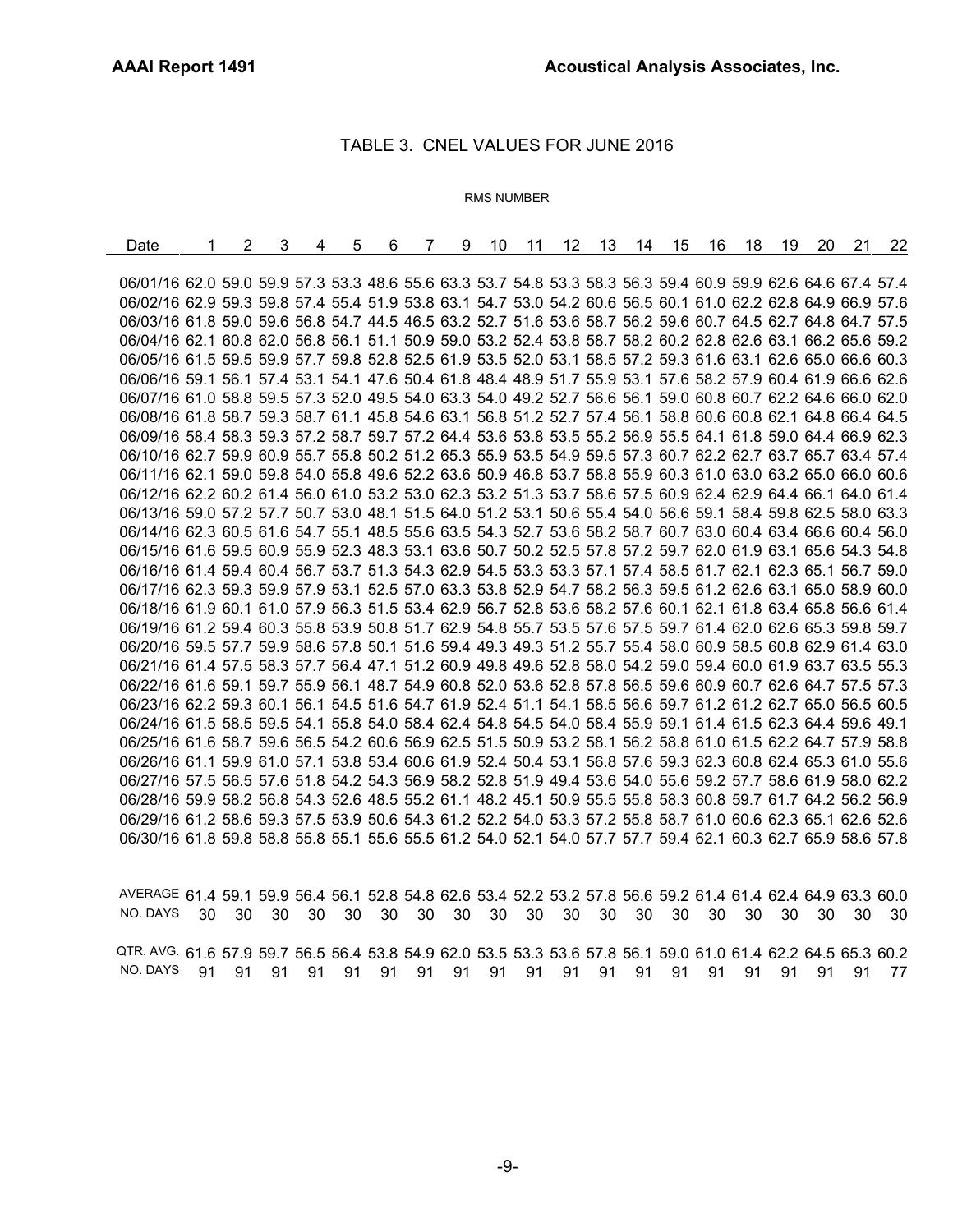## TABLE 3. CNEL VALUES FOR JUNE 2016

RMS NUMBER

| Date | 1 | 2 | 3 | 4 | 5 | 6 | 7 | 9 | 10 | 11 | 12 | 13 | 14 | 15 | 16 | 18 | 19 | 20 | 21 | 22 |
|---|---|---|---|---|---|---|---|---|---|---|---|---|---|---|---|---|---|---|---|---|
| 06/01/16 | 62.0 | 59.0 | 59.9 | 57.3 | 53.3 | 48.6 | 55.6 | 63.3 | 53.7 | 54.8 | 53.3 | 58.3 | 56.3 | 59.4 | 60.9 | 59.9 | 62.6 | 64.6 | 67.4 | 57.4 |
| 06/02/16 | 62.9 | 59.3 | 59.8 | 57.4 | 55.4 | 51.9 | 53.8 | 63.1 | 54.7 | 53.0 | 54.2 | 60.6 | 56.5 | 60.1 | 61.0 | 62.2 | 62.8 | 64.9 | 66.9 | 57.6 |
| 06/03/16 | 61.8 | 59.0 | 59.6 | 56.8 | 54.7 | 44.5 | 46.5 | 63.2 | 52.7 | 51.6 | 53.6 | 58.7 | 56.2 | 59.6 | 60.7 | 64.5 | 62.7 | 64.8 | 64.7 | 57.5 |
| 06/04/16 | 62.1 | 60.8 | 62.0 | 56.8 | 56.1 | 51.1 | 50.9 | 59.0 | 53.2 | 52.4 | 53.8 | 58.7 | 58.2 | 60.2 | 62.8 | 62.6 | 63.1 | 66.2 | 65.6 | 59.2 |
| 06/05/16 | 61.5 | 59.5 | 59.9 | 57.7 | 59.8 | 52.8 | 52.5 | 61.9 | 53.5 | 52.0 | 53.1 | 58.5 | 57.2 | 59.3 | 61.6 | 63.1 | 62.6 | 65.0 | 66.6 | 60.3 |
| 06/06/16 | 59.1 | 56.1 | 57.4 | 53.1 | 54.1 | 47.6 | 50.4 | 61.8 | 48.4 | 48.9 | 51.7 | 55.9 | 53.1 | 57.6 | 58.2 | 57.9 | 60.4 | 61.9 | 66.6 | 62.6 |
| 06/07/16 | 61.0 | 58.8 | 59.5 | 57.3 | 52.0 | 49.5 | 54.0 | 63.3 | 54.0 | 49.2 | 52.7 | 56.6 | 56.1 | 59.0 | 60.8 | 60.7 | 62.2 | 64.6 | 66.0 | 62.0 |
| 06/08/16 | 61.8 | 58.7 | 59.3 | 58.7 | 61.1 | 45.8 | 54.6 | 63.1 | 56.8 | 51.2 | 52.7 | 57.4 | 56.1 | 58.8 | 60.6 | 60.8 | 62.1 | 64.8 | 66.4 | 64.5 |
| 06/09/16 | 58.4 | 58.3 | 59.3 | 57.2 | 58.7 | 59.7 | 57.2 | 64.4 | 53.6 | 53.8 | 53.5 | 55.2 | 56.9 | 55.5 | 64.1 | 61.8 | 59.0 | 64.4 | 66.9 | 62.3 |
| 06/10/16 | 62.7 | 59.9 | 60.9 | 55.7 | 55.8 | 50.2 | 51.2 | 65.3 | 55.9 | 53.5 | 54.9 | 59.5 | 57.3 | 60.7 | 62.2 | 62.7 | 63.7 | 65.7 | 63.4 | 57.4 |
| 06/11/16 | 62.1 | 59.0 | 59.8 | 54.0 | 55.8 | 49.6 | 52.2 | 63.6 | 50.9 | 46.8 | 53.7 | 58.8 | 55.9 | 60.3 | 61.0 | 63.0 | 63.2 | 65.0 | 66.0 | 60.6 |
| 06/12/16 | 62.2 | 60.2 | 61.4 | 56.0 | 61.0 | 53.2 | 53.0 | 62.3 | 53.2 | 51.3 | 53.7 | 58.6 | 57.5 | 60.9 | 62.4 | 62.9 | 64.4 | 66.1 | 64.0 | 61.4 |
| 06/13/16 | 59.0 | 57.2 | 57.7 | 50.7 | 53.0 | 48.1 | 51.5 | 64.0 | 51.2 | 53.1 | 50.6 | 55.4 | 54.0 | 56.6 | 59.1 | 58.4 | 59.8 | 62.5 | 58.0 | 63.3 |
| 06/14/16 | 62.3 | 60.5 | 61.6 | 54.7 | 55.1 | 48.5 | 55.6 | 63.5 | 54.3 | 52.7 | 53.6 | 58.2 | 58.7 | 60.7 | 63.0 | 60.4 | 63.4 | 66.6 | 60.4 | 56.0 |
| 06/15/16 | 61.6 | 59.5 | 60.9 | 55.9 | 52.3 | 48.3 | 53.1 | 63.6 | 50.7 | 50.2 | 52.5 | 57.8 | 57.2 | 59.7 | 62.0 | 61.9 | 63.1 | 65.6 | 54.3 | 54.8 |
| 06/16/16 | 61.4 | 59.4 | 60.4 | 56.7 | 53.7 | 51.3 | 54.3 | 62.9 | 54.5 | 53.3 | 53.3 | 57.1 | 57.4 | 58.5 | 61.7 | 62.1 | 62.3 | 65.1 | 56.7 | 59.0 |
| 06/17/16 | 62.3 | 59.3 | 59.9 | 57.9 | 53.1 | 52.5 | 57.0 | 63.3 | 53.8 | 52.9 | 54.7 | 58.2 | 56.3 | 59.5 | 61.2 | 62.6 | 63.1 | 65.0 | 58.9 | 60.0 |
| 06/18/16 | 61.9 | 60.1 | 61.0 | 57.9 | 56.3 | 51.5 | 53.4 | 62.9 | 56.7 | 52.8 | 53.6 | 58.2 | 57.6 | 60.1 | 62.1 | 61.8 | 63.4 | 65.8 | 56.6 | 61.4 |
| 06/19/16 | 61.2 | 59.4 | 60.3 | 55.8 | 53.9 | 50.8 | 51.7 | 62.9 | 54.8 | 55.7 | 53.5 | 57.6 | 57.5 | 59.7 | 61.4 | 62.0 | 62.6 | 65.3 | 59.8 | 59.7 |
| 06/20/16 | 59.5 | 57.7 | 59.9 | 58.6 | 57.8 | 50.1 | 51.6 | 59.4 | 49.3 | 49.3 | 51.2 | 55.7 | 55.4 | 58.0 | 60.9 | 58.5 | 60.8 | 62.9 | 61.4 | 63.0 |
| 06/21/16 | 61.4 | 57.5 | 58.3 | 57.7 | 56.4 | 47.1 | 51.2 | 60.9 | 49.8 | 49.6 | 52.8 | 58.0 | 54.2 | 59.0 | 59.4 | 60.0 | 61.9 | 63.7 | 63.5 | 55.3 |
| 06/22/16 | 61.6 | 59.1 | 59.7 | 55.9 | 56.1 | 48.7 | 54.9 | 60.8 | 52.0 | 53.6 | 52.8 | 57.8 | 56.5 | 59.6 | 60.9 | 60.7 | 62.6 | 64.7 | 57.5 | 57.3 |
| 06/23/16 | 62.2 | 59.3 | 60.1 | 56.1 | 54.5 | 51.6 | 54.7 | 61.9 | 52.4 | 51.1 | 54.1 | 58.5 | 56.6 | 59.7 | 61.2 | 61.2 | 62.7 | 65.0 | 56.5 | 60.5 |
| 06/24/16 | 61.5 | 58.5 | 59.5 | 54.1 | 55.8 | 54.0 | 58.4 | 62.4 | 54.8 | 54.5 | 54.0 | 58.4 | 55.9 | 59.1 | 61.4 | 61.5 | 62.3 | 64.4 | 59.6 | 49.1 |
| 06/25/16 | 61.6 | 58.7 | 59.6 | 56.5 | 54.2 | 60.6 | 56.9 | 62.5 | 51.5 | 50.9 | 53.2 | 58.1 | 56.2 | 58.8 | 61.0 | 61.5 | 62.2 | 64.7 | 57.9 | 58.8 |
| 06/26/16 | 61.1 | 59.9 | 61.0 | 57.1 | 53.8 | 53.4 | 60.6 | 61.9 | 52.4 | 50.4 | 53.1 | 56.8 | 57.6 | 59.3 | 62.3 | 60.8 | 62.4 | 65.3 | 61.0 | 55.6 |
| 06/27/16 | 57.5 | 56.5 | 57.6 | 51.8 | 54.2 | 54.3 | 56.9 | 58.2 | 52.8 | 51.9 | 49.4 | 53.6 | 54.0 | 55.6 | 59.2 | 57.7 | 58.6 | 61.9 | 58.0 | 62.2 |
| 06/28/16 | 59.9 | 58.2 | 56.8 | 54.3 | 52.6 | 48.5 | 55.2 | 61.1 | 48.2 | 45.1 | 50.9 | 55.5 | 55.8 | 58.3 | 60.8 | 59.7 | 61.7 | 64.2 | 56.2 | 56.9 |
| 06/29/16 | 61.2 | 58.6 | 59.3 | 57.5 | 53.9 | 50.6 | 54.3 | 61.2 | 52.2 | 54.0 | 53.3 | 57.2 | 55.8 | 58.7 | 61.0 | 60.6 | 62.3 | 65.1 | 62.6 | 52.6 |
| 06/30/16 | 61.8 | 59.8 | 58.8 | 55.8 | 55.1 | 55.6 | 55.5 | 61.2 | 54.0 | 52.1 | 54.0 | 57.7 | 57.7 | 59.4 | 62.1 | 60.3 | 62.7 | 65.9 | 58.6 | 57.8 |
| | | | | | | | | | | | | | | | | | | | | |
| AVERAGE | 61.4 | 59.1 | 59.9 | 56.4 | 56.1 | 52.8 | 54.8 | 62.6 | 53.4 | 52.2 | 53.2 | 57.8 | 56.6 | 59.2 | 61.4 | 61.4 | 62.4 | 64.9 | 63.3 | 60.0 |
| NO. DAYS | 30 | 30 | 30 | 30 | 30 | 30 | 30 | 30 | 30 | 30 | 30 | 30 | 30 | 30 | 30 | 30 | 30 | 30 | 30 | 30 |
| | | | | | | | | | | | | | | | | | | | | |
| QTR. AVG. | 61.6 | 57.9 | 59.7 | 56.5 | 56.4 | 53.8 | 54.9 | 62.0 | 53.5 | 53.3 | 53.6 | 57.8 | 56.1 | 59.0 | 61.0 | 61.4 | 62.2 | 64.5 | 65.3 | 60.2 |
| NO. DAYS | 91 | 91 | 91 | 91 | 91 | 91 | 91 | 91 | 91 | 91 | 91 | 91 | 91 | 91 | 91 | 91 | 91 | 91 | 91 | 77 |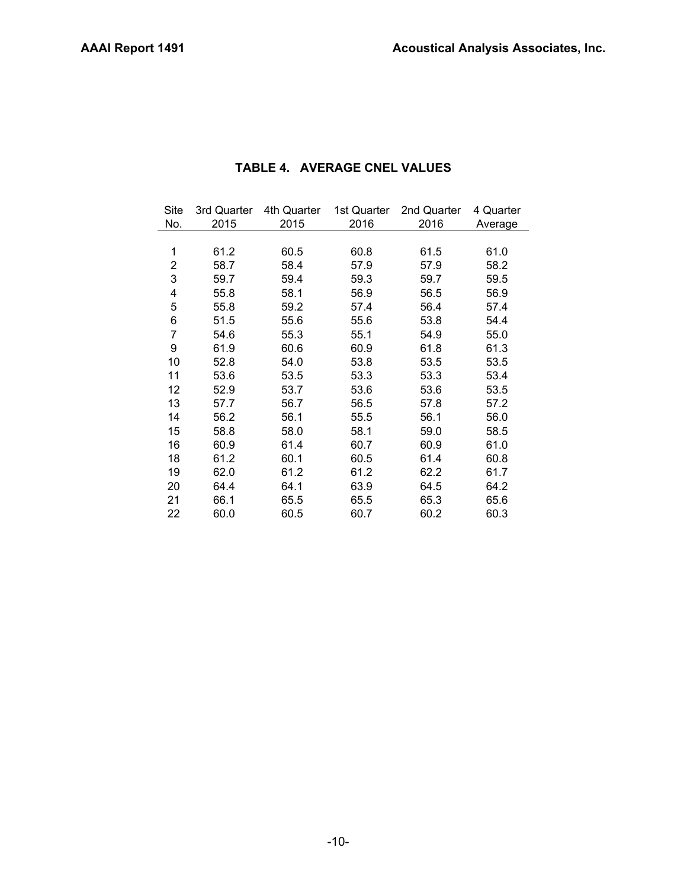## TABLE 4. AVERAGE CNEL VALUES

| Site No. | 3rd Quarter 2015 | 4th Quarter 2015 | 1st Quarter 2016 | 2nd Quarter 2016 | 4 Quarter Average |
|---|---|---|---|---|---|
| 1 | 61.2 | 60.5 | 60.8 | 61.5 | 61.0 |
| 2 | 58.7 | 58.4 | 57.9 | 57.9 | 58.2 |
| 3 | 59.7 | 59.4 | 59.3 | 59.7 | 59.5 |
| 4 | 55.8 | 58.1 | 56.9 | 56.5 | 56.9 |
| 5 | 55.8 | 59.2 | 57.4 | 56.4 | 57.4 |
| 6 | 51.5 | 55.6 | 55.6 | 53.8 | 54.4 |
| 7 | 54.6 | 55.3 | 55.1 | 54.9 | 55.0 |
| 9 | 61.9 | 60.6 | 60.9 | 61.8 | 61.3 |
| 10 | 52.8 | 54.0 | 53.8 | 53.5 | 53.5 |
| 11 | 53.6 | 53.5 | 53.3 | 53.3 | 53.4 |
| 12 | 52.9 | 53.7 | 53.6 | 53.6 | 53.5 |
| 13 | 57.7 | 56.7 | 56.5 | 57.8 | 57.2 |
| 14 | 56.2 | 56.1 | 55.5 | 56.1 | 56.0 |
| 15 | 58.8 | 58.0 | 58.1 | 59.0 | 58.5 |
| 16 | 60.9 | 61.4 | 60.7 | 60.9 | 61.0 |
| 18 | 61.2 | 60.1 | 60.5 | 61.4 | 60.8 |
| 19 | 62.0 | 61.2 | 61.2 | 62.2 | 61.7 |
| 20 | 64.4 | 64.1 | 63.9 | 64.5 | 64.2 |
| 21 | 66.1 | 65.5 | 65.5 | 65.3 | 65.6 |
| 22 | 60.0 | 60.5 | 60.7 | 60.2 | 60.3 |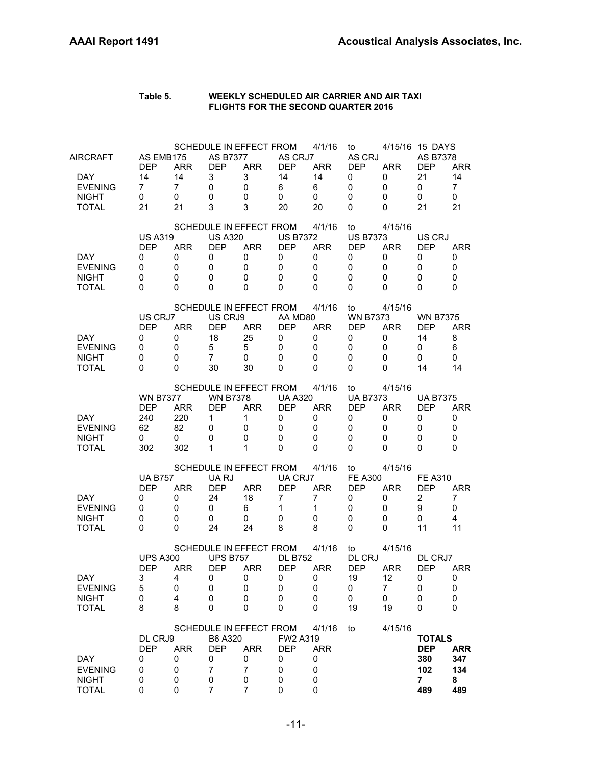**Table 5. WEEKLY SCHEDULED AIR CARRIER AND AIR TAXI FLIGHTS FOR THE SECOND QUARTER 2016**

SCHEDULE IN EFFECT FROM 4/1/16 to 4/15/16 15 DAYS

| AIRCRAFT | AS EMB175 | | AS B7377 | | AS CRJ7 | | AS CRJ | | AS B7378 | |
|---|---|---|---|---|---|---|---|---|---|---|
| | DEP | ARR | DEP | ARR | DEP | ARR | DEP | ARR | DEP | ARR |
| DAY | 14 | 14 | 3 | 3 | 14 | 14 | 0 | 0 | 21 | 14 |
| EVENING | 7 | 7 | 0 | 0 | 6 | 6 | 0 | 0 | 0 | 7 |
| NIGHT | 0 | 0 | 0 | 0 | 0 | 0 | 0 | 0 | 0 | 0 |
| TOTAL | 21 | 21 | 3 | 3 | 20 | 20 | 0 | 0 | 21 | 21 |

SCHEDULE IN EFFECT FROM 4/1/16 to 4/15/16

| | US A319 | | US A320 | | US B7372 | | US B7373 | | US CRJ | |
|---|---|---|---|---|---|---|---|---|---|---|
| | DEP | ARR | DEP | ARR | DEP | ARR | DEP | ARR | DEP | ARR |
| DAY | 0 | 0 | 0 | 0 | 0 | 0 | 0 | 0 | 0 | 0 |
| EVENING | 0 | 0 | 0 | 0 | 0 | 0 | 0 | 0 | 0 | 0 |
| NIGHT | 0 | 0 | 0 | 0 | 0 | 0 | 0 | 0 | 0 | 0 |
| TOTAL | 0 | 0 | 0 | 0 | 0 | 0 | 0 | 0 | 0 | 0 |

SCHEDULE IN EFFECT FROM 4/1/16 to 4/15/16

| | US CRJ7 | | US CRJ9 | | AA MD80 | | WN B7373 | | WN B7375 | |
|---|---|---|---|---|---|---|---|---|---|---|
| | DEP | ARR | DEP | ARR | DEP | ARR | DEP | ARR | DEP | ARR |
| DAY | 0 | 0 | 18 | 25 | 0 | 0 | 0 | 0 | 14 | 8 |
| EVENING | 0 | 0 | 5 | 5 | 0 | 0 | 0 | 0 | 0 | 6 |
| NIGHT | 0 | 0 | 7 | 0 | 0 | 0 | 0 | 0 | 0 | 0 |
| TOTAL | 0 | 0 | 30 | 30 | 0 | 0 | 0 | 0 | 14 | 14 |

SCHEDULE IN EFFECT FROM 4/1/16 to 4/15/16

| | WN B7377 | | WN B7378 | | UA A320 | | UA B7373 | | UA B7375 | |
|---|---|---|---|---|---|---|---|---|---|---|
| | DEP | ARR | DEP | ARR | DEP | ARR | DEP | ARR | DEP | ARR |
| DAY | 240 | 220 | 1 | 1 | 0 | 0 | 0 | 0 | 0 | 0 |
| EVENING | 62 | 82 | 0 | 0 | 0 | 0 | 0 | 0 | 0 | 0 |
| NIGHT | 0 | 0 | 0 | 0 | 0 | 0 | 0 | 0 | 0 | 0 |
| TOTAL | 302 | 302 | 1 | 1 | 0 | 0 | 0 | 0 | 0 | 0 |

SCHEDULE IN EFFECT FROM 4/1/16 to 4/15/16

| | UA B757 | | UA RJ | | UA CRJ7 | | FE A300 | | FE A310 | |
|---|---|---|---|---|---|---|---|---|---|---|
| | DEP | ARR | DEP | ARR | DEP | ARR | DEP | ARR | DEP | ARR |
| DAY | 0 | 0 | 24 | 18 | 7 | 7 | 0 | 0 | 2 | 7 |
| EVENING | 0 | 0 | 0 | 6 | 1 | 1 | 0 | 0 | 9 | 0 |
| NIGHT | 0 | 0 | 0 | 0 | 0 | 0 | 0 | 0 | 0 | 4 |
| TOTAL | 0 | 0 | 24 | 24 | 8 | 8 | 0 | 0 | 11 | 11 |

SCHEDULE IN EFFECT FROM 4/1/16 to 4/15/16

| | UPS A300 | | UPS B757 | | DL B752 | | DL CRJ | | DL CRJ7 | |
|---|---|---|---|---|---|---|---|---|---|---|
| | DEP | ARR | DEP | ARR | DEP | ARR | DEP | ARR | DEP | ARR |
| DAY | 3 | 4 | 0 | 0 | 0 | 0 | 19 | 12 | 0 | 0 |
| EVENING | 5 | 0 | 0 | 0 | 0 | 0 | 0 | 7 | 0 | 0 |
| NIGHT | 0 | 4 | 0 | 0 | 0 | 0 | 0 | 0 | 0 | 0 |
| TOTAL | 8 | 8 | 0 | 0 | 0 | 0 | 19 | 19 | 0 | 0 |

SCHEDULE IN EFFECT FROM 4/1/16 to 4/15/16

| | DL CRJ9 | | B6 A320 | | FW2 A319 | | **TOTALS** | |
|---|---|---|---|---|---|---|---|---|
| | DEP | ARR | DEP | ARR | DEP | ARR | **DEP** | **ARR** |
| DAY | 0 | 0 | 0 | 0 | 0 | 0 | **380** | **347** |
| EVENING | 0 | 0 | 7 | 7 | 0 | 0 | **102** | **134** |
| NIGHT | 0 | 0 | 0 | 0 | 0 | 0 | **7** | **8** |
| TOTAL | 0 | 0 | 7 | 7 | 0 | 0 | **489** | **489** |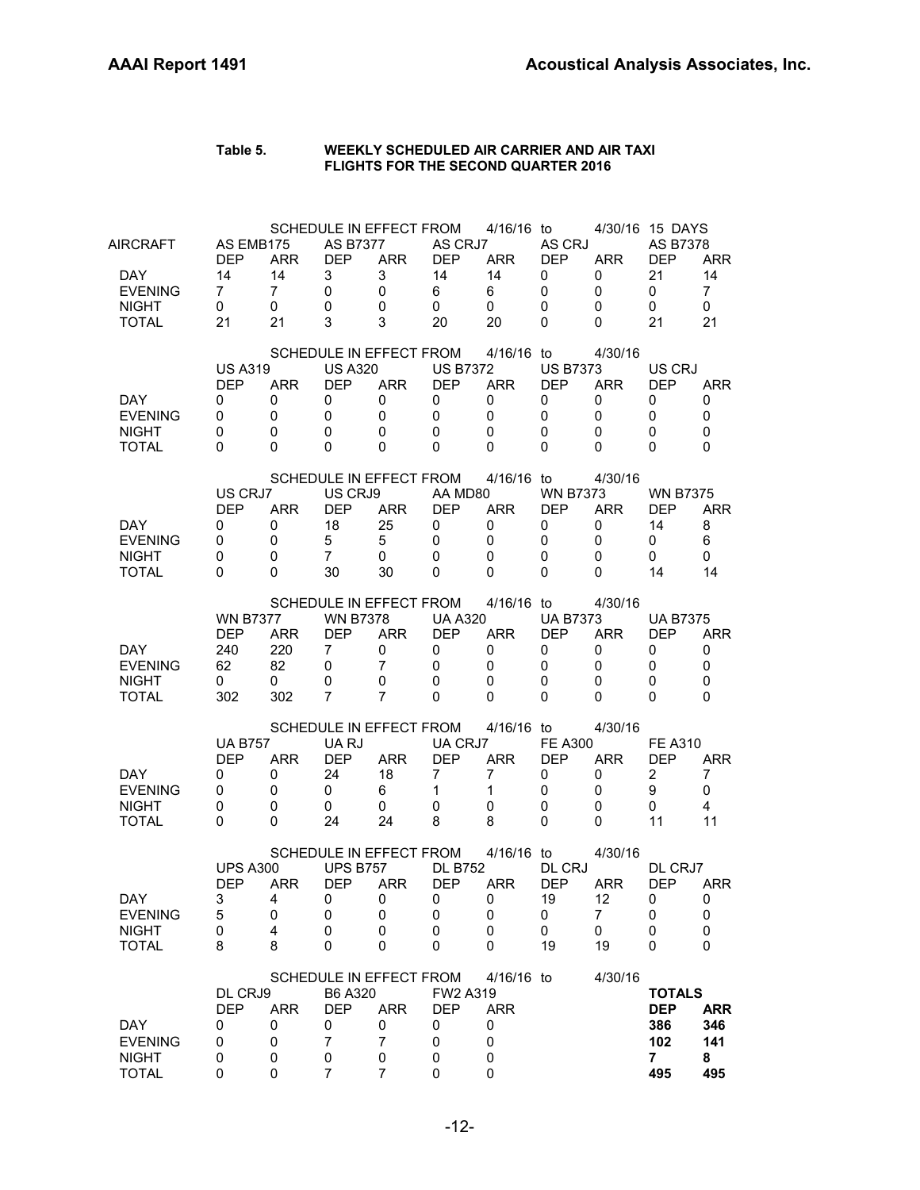**Table 5. WEEKLY SCHEDULED AIR CARRIER AND AIR TAXI FLIGHTS FOR THE SECOND QUARTER 2016**

SCHEDULE IN EFFECT FROM 4/16/16 to 4/30/16 15 DAYS

| AIRCRAFT | AS EMB175 | | AS B7377 | | AS CRJ7 | | AS CRJ | | AS B7378 | |
|---|---|---|---|---|---|---|---|---|---|---|
| | DEP | ARR | DEP | ARR | DEP | ARR | DEP | ARR | DEP | ARR |
| DAY | 14 | 14 | 3 | 3 | 14 | 14 | 0 | 0 | 21 | 14 |
| EVENING | 7 | 7 | 0 | 0 | 6 | 6 | 0 | 0 | 0 | 7 |
| NIGHT | 0 | 0 | 0 | 0 | 0 | 0 | 0 | 0 | 0 | 0 |
| TOTAL | 21 | 21 | 3 | 3 | 20 | 20 | 0 | 0 | 21 | 21 |

SCHEDULE IN EFFECT FROM 4/16/16 to 4/30/16

| | US A319 | | US A320 | | US B7372 | | US B7373 | | US CRJ | |
|---|---|---|---|---|---|---|---|---|---|---|
| | DEP | ARR | DEP | ARR | DEP | ARR | DEP | ARR | DEP | ARR |
| DAY | 0 | 0 | 0 | 0 | 0 | 0 | 0 | 0 | 0 | 0 |
| EVENING | 0 | 0 | 0 | 0 | 0 | 0 | 0 | 0 | 0 | 0 |
| NIGHT | 0 | 0 | 0 | 0 | 0 | 0 | 0 | 0 | 0 | 0 |
| TOTAL | 0 | 0 | 0 | 0 | 0 | 0 | 0 | 0 | 0 | 0 |

SCHEDULE IN EFFECT FROM 4/16/16 to 4/30/16

| | US CRJ7 | | US CRJ9 | | AA MD80 | | WN B7373 | | WN B7375 | |
|---|---|---|---|---|---|---|---|---|---|---|
| | DEP | ARR | DEP | ARR | DEP | ARR | DEP | ARR | DEP | ARR |
| DAY | 0 | 0 | 18 | 25 | 0 | 0 | 0 | 0 | 14 | 8 |
| EVENING | 0 | 0 | 5 | 5 | 0 | 0 | 0 | 0 | 0 | 6 |
| NIGHT | 0 | 0 | 7 | 0 | 0 | 0 | 0 | 0 | 0 | 0 |
| TOTAL | 0 | 0 | 30 | 30 | 0 | 0 | 0 | 0 | 14 | 14 |

SCHEDULE IN EFFECT FROM 4/16/16 to 4/30/16

| | WN B7377 | | WN B7378 | | UA A320 | | UA B7373 | | UA B7375 | |
|---|---|---|---|---|---|---|---|---|---|---|
| | DEP | ARR | DEP | ARR | DEP | ARR | DEP | ARR | DEP | ARR |
| DAY | 240 | 220 | 7 | 0 | 0 | 0 | 0 | 0 | 0 | 0 |
| EVENING | 62 | 82 | 0 | 7 | 0 | 0 | 0 | 0 | 0 | 0 |
| NIGHT | 0 | 0 | 0 | 0 | 0 | 0 | 0 | 0 | 0 | 0 |
| TOTAL | 302 | 302 | 7 | 7 | 0 | 0 | 0 | 0 | 0 | 0 |

SCHEDULE IN EFFECT FROM 4/16/16 to 4/30/16

| | UA B757 | | UA RJ | | UA CRJ7 | | FE A300 | | FE A310 | |
|---|---|---|---|---|---|---|---|---|---|---|
| | DEP | ARR | DEP | ARR | DEP | ARR | DEP | ARR | DEP | ARR |
| DAY | 0 | 0 | 24 | 18 | 7 | 7 | 0 | 0 | 2 | 7 |
| EVENING | 0 | 0 | 0 | 6 | 1 | 1 | 0 | 0 | 9 | 0 |
| NIGHT | 0 | 0 | 0 | 0 | 0 | 0 | 0 | 0 | 0 | 4 |
| TOTAL | 0 | 0 | 24 | 24 | 8 | 8 | 0 | 0 | 11 | 11 |

SCHEDULE IN EFFECT FROM 4/16/16 to 4/30/16

| | UPS A300 | | UPS B757 | | DL B752 | | DL CRJ | | DL CRJ7 | |
|---|---|---|---|---|---|---|---|---|---|---|
| | DEP | ARR | DEP | ARR | DEP | ARR | DEP | ARR | DEP | ARR |
| DAY | 3 | 4 | 0 | 0 | 0 | 0 | 19 | 12 | 0 | 0 |
| EVENING | 5 | 0 | 0 | 0 | 0 | 0 | 0 | 7 | 0 | 0 |
| NIGHT | 0 | 4 | 0 | 0 | 0 | 0 | 0 | 0 | 0 | 0 |
| TOTAL | 8 | 8 | 0 | 0 | 0 | 0 | 19 | 19 | 0 | 0 |

SCHEDULE IN EFFECT FROM 4/16/16 to 4/30/16

| | DL CRJ9 | | B6 A320 | | FW2 A319 | | **TOTALS** | |
|---|---|---|---|---|---|---|---|---|
| | DEP | ARR | DEP | ARR | DEP | ARR | **DEP** | **ARR** |
| DAY | 0 | 0 | 0 | 0 | 0 | 0 | **386** | **346** |
| EVENING | 0 | 0 | 7 | 7 | 0 | 0 | **102** | **141** |
| NIGHT | 0 | 0 | 0 | 0 | 0 | 0 | **7** | **8** |
| TOTAL | 0 | 0 | 7 | 7 | 0 | 0 | **495** | **495** |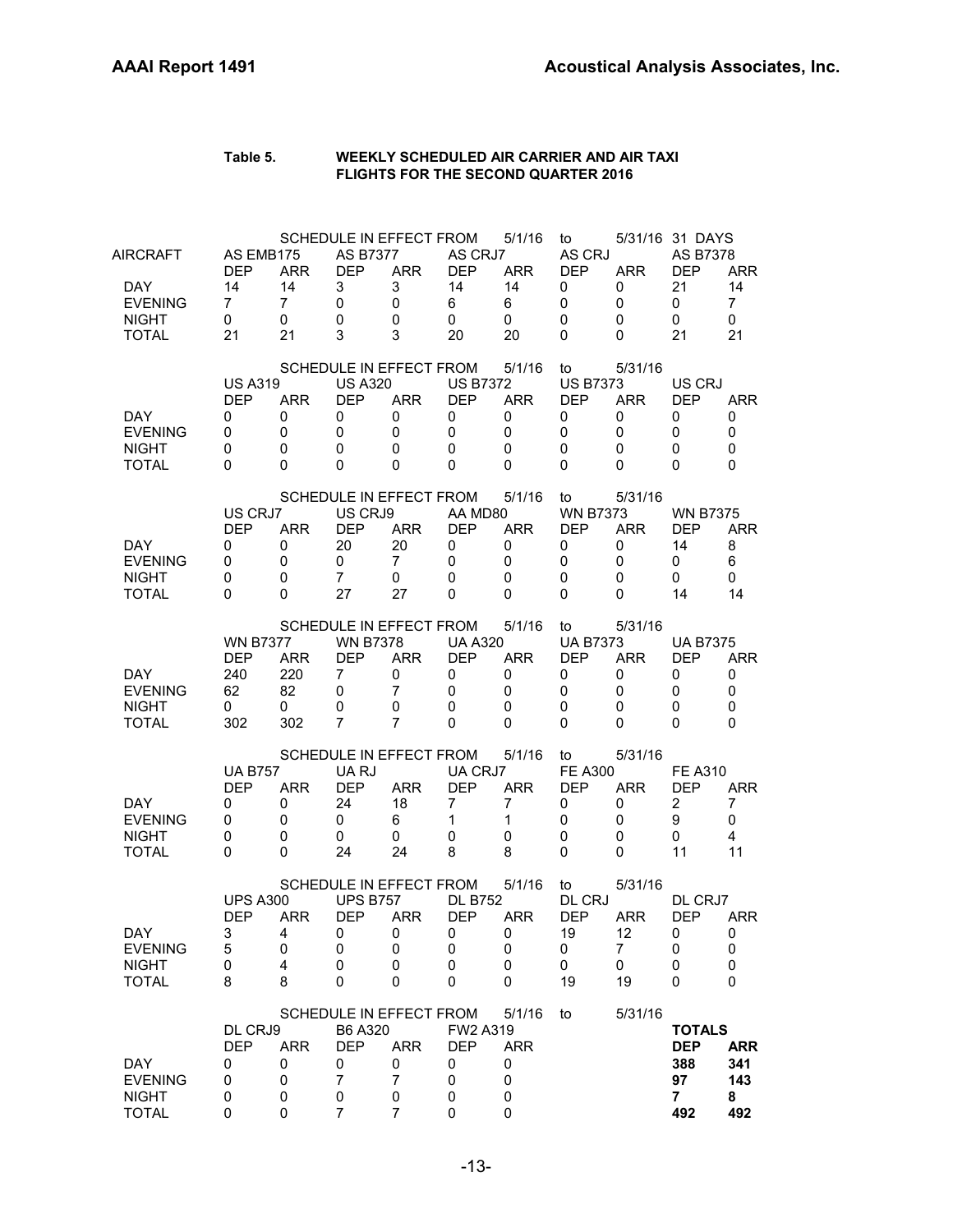**Table 5. WEEKLY SCHEDULED AIR CARRIER AND AIR TAXI FLIGHTS FOR THE SECOND QUARTER 2016**

SCHEDULE IN EFFECT FROM 5/1/16 to 5/31/16 31 DAYS

| AIRCRAFT | AS EMB175 | | AS B7377 | | AS CRJ7 | | AS CRJ | | AS B7378 | |
|---|---|---|---|---|---|---|---|---|---|---|
| | DEP | ARR | DEP | ARR | DEP | ARR | DEP | ARR | DEP | ARR |
| DAY | 14 | 14 | 3 | 3 | 14 | 14 | 0 | 0 | 21 | 14 |
| EVENING | 7 | 7 | 0 | 0 | 6 | 6 | 0 | 0 | 0 | 7 |
| NIGHT | 0 | 0 | 0 | 0 | 0 | 0 | 0 | 0 | 0 | 0 |
| TOTAL | 21 | 21 | 3 | 3 | 20 | 20 | 0 | 0 | 21 | 21 |

SCHEDULE IN EFFECT FROM 5/1/16 to 5/31/16

| | US A319 | | US A320 | | US B7372 | | US B7373 | | US CRJ | |
|---|---|---|---|---|---|---|---|---|---|---|
| | DEP | ARR | DEP | ARR | DEP | ARR | DEP | ARR | DEP | ARR |
| DAY | 0 | 0 | 0 | 0 | 0 | 0 | 0 | 0 | 0 | 0 |
| EVENING | 0 | 0 | 0 | 0 | 0 | 0 | 0 | 0 | 0 | 0 |
| NIGHT | 0 | 0 | 0 | 0 | 0 | 0 | 0 | 0 | 0 | 0 |
| TOTAL | 0 | 0 | 0 | 0 | 0 | 0 | 0 | 0 | 0 | 0 |

SCHEDULE IN EFFECT FROM 5/1/16 to 5/31/16

| | US CRJ7 | | US CRJ9 | | AA MD80 | | WN B7373 | | WN B7375 | |
|---|---|---|---|---|---|---|---|---|---|---|
| | DEP | ARR | DEP | ARR | DEP | ARR | DEP | ARR | DEP | ARR |
| DAY | 0 | 0 | 20 | 20 | 0 | 0 | 0 | 0 | 14 | 8 |
| EVENING | 0 | 0 | 0 | 7 | 0 | 0 | 0 | 0 | 0 | 6 |
| NIGHT | 0 | 0 | 7 | 0 | 0 | 0 | 0 | 0 | 0 | 0 |
| TOTAL | 0 | 0 | 27 | 27 | 0 | 0 | 0 | 0 | 14 | 14 |

SCHEDULE IN EFFECT FROM 5/1/16 to 5/31/16

| | WN B7377 | | WN B7378 | | UA A320 | | UA B7373 | | UA B7375 | |
|---|---|---|---|---|---|---|---|---|---|---|
| | DEP | ARR | DEP | ARR | DEP | ARR | DEP | ARR | DEP | ARR |
| DAY | 240 | 220 | 7 | 0 | 0 | 0 | 0 | 0 | 0 | 0 |
| EVENING | 62 | 82 | 0 | 7 | 0 | 0 | 0 | 0 | 0 | 0 |
| NIGHT | 0 | 0 | 0 | 0 | 0 | 0 | 0 | 0 | 0 | 0 |
| TOTAL | 302 | 302 | 7 | 7 | 0 | 0 | 0 | 0 | 0 | 0 |

SCHEDULE IN EFFECT FROM 5/1/16 to 5/31/16

| | UA B757 | | UA RJ | | UA CRJ7 | | FE A300 | | FE A310 | |
|---|---|---|---|---|---|---|---|---|---|---|
| | DEP | ARR | DEP | ARR | DEP | ARR | DEP | ARR | DEP | ARR |
| DAY | 0 | 0 | 24 | 18 | 7 | 7 | 0 | 0 | 2 | 7 |
| EVENING | 0 | 0 | 0 | 6 | 1 | 1 | 0 | 0 | 9 | 0 |
| NIGHT | 0 | 0 | 0 | 0 | 0 | 0 | 0 | 0 | 0 | 4 |
| TOTAL | 0 | 0 | 24 | 24 | 8 | 8 | 0 | 0 | 11 | 11 |

SCHEDULE IN EFFECT FROM 5/1/16 to 5/31/16

| | UPS A300 | | UPS B757 | | DL B752 | | DL CRJ | | DL CRJ7 | |
|---|---|---|---|---|---|---|---|---|---|---|
| | DEP | ARR | DEP | ARR | DEP | ARR | DEP | ARR | DEP | ARR |
| DAY | 3 | 4 | 0 | 0 | 0 | 0 | 19 | 12 | 0 | 0 |
| EVENING | 5 | 0 | 0 | 0 | 0 | 0 | 0 | 7 | 0 | 0 |
| NIGHT | 0 | 4 | 0 | 0 | 0 | 0 | 0 | 0 | 0 | 0 |
| TOTAL | 8 | 8 | 0 | 0 | 0 | 0 | 19 | 19 | 0 | 0 |

SCHEDULE IN EFFECT FROM 5/1/16 to 5/31/16

| | DL CRJ9 | | B6 A320 | | FW2 A319 | | **TOTALS** | |
|---|---|---|---|---|---|---|---|---|
| | DEP | ARR | DEP | ARR | DEP | ARR | **DEP** | **ARR** |
| DAY | 0 | 0 | 0 | 0 | 0 | 0 | **388** | **341** |
| EVENING | 0 | 0 | 7 | 7 | 0 | 0 | **97** | **143** |
| NIGHT | 0 | 0 | 0 | 0 | 0 | 0 | **7** | **8** |
| TOTAL | 0 | 0 | 7 | 7 | 0 | 0 | **492** | **492** |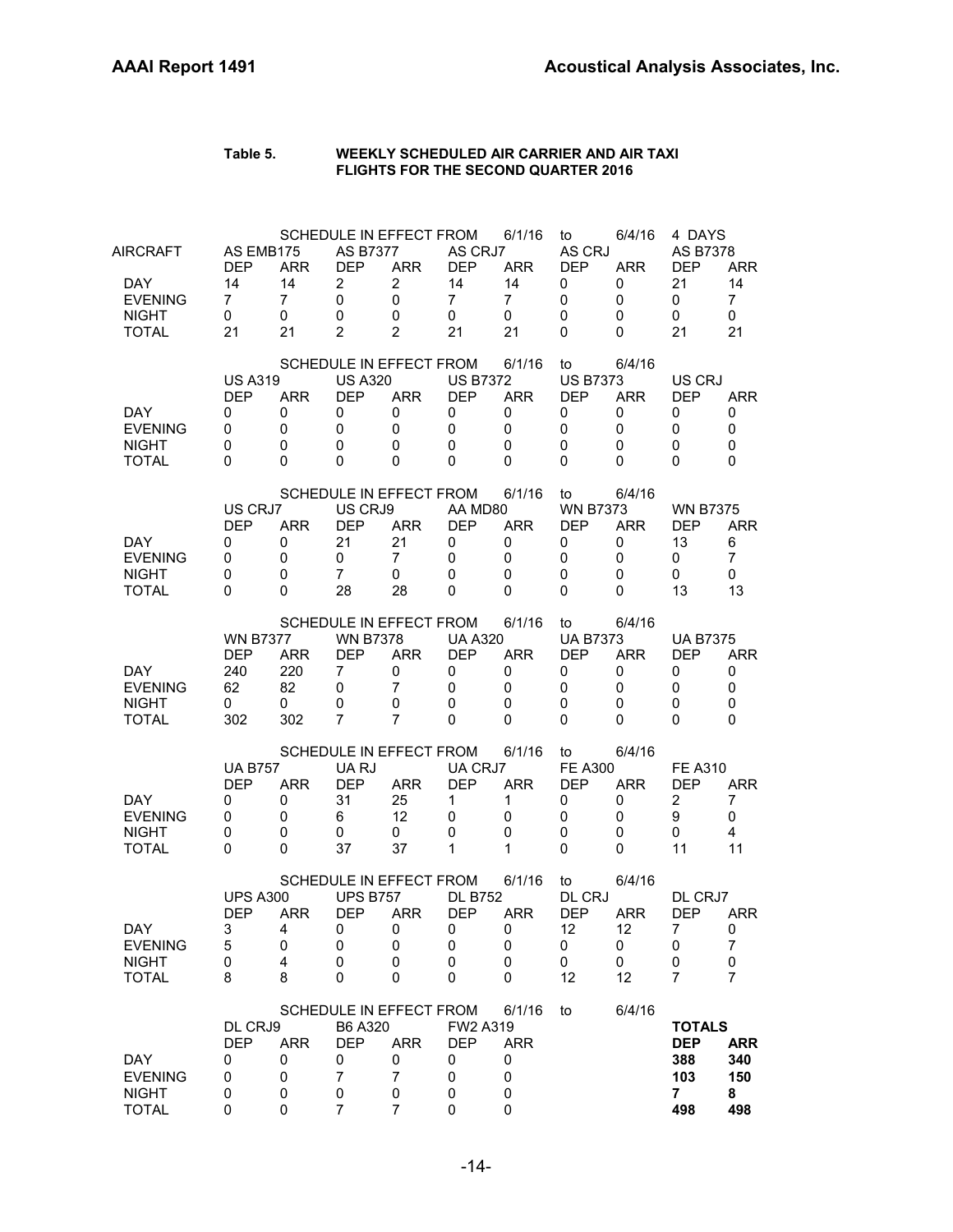**Table 5. WEEKLY SCHEDULED AIR CARRIER AND AIR TAXI FLIGHTS FOR THE SECOND QUARTER 2016**

SCHEDULE IN EFFECT FROM 6/1/16 to 6/4/16 4 DAYS

| AIRCRAFT | AS EMB175 | | AS B7377 | | AS CRJ7 | | AS CRJ | | AS B7378 | |
|---|---|---|---|---|---|---|---|---|---|---|
| | DEP | ARR | DEP | ARR | DEP | ARR | DEP | ARR | DEP | ARR |
| DAY | 14 | 14 | 2 | 2 | 14 | 14 | 0 | 0 | 21 | 14 |
| EVENING | 7 | 7 | 0 | 0 | 7 | 7 | 0 | 0 | 0 | 7 |
| NIGHT | 0 | 0 | 0 | 0 | 0 | 0 | 0 | 0 | 0 | 0 |
| TOTAL | 21 | 21 | 2 | 2 | 21 | 21 | 0 | 0 | 21 | 21 |

SCHEDULE IN EFFECT FROM 6/1/16 to 6/4/16

| | US A319 | | US A320 | | US B7372 | | US B7373 | | US CRJ | |
|---|---|---|---|---|---|---|---|---|---|---|
| | DEP | ARR | DEP | ARR | DEP | ARR | DEP | ARR | DEP | ARR |
| DAY | 0 | 0 | 0 | 0 | 0 | 0 | 0 | 0 | 0 | 0 |
| EVENING | 0 | 0 | 0 | 0 | 0 | 0 | 0 | 0 | 0 | 0 |
| NIGHT | 0 | 0 | 0 | 0 | 0 | 0 | 0 | 0 | 0 | 0 |
| TOTAL | 0 | 0 | 0 | 0 | 0 | 0 | 0 | 0 | 0 | 0 |

SCHEDULE IN EFFECT FROM 6/1/16 to 6/4/16

| | US CRJ7 | | US CRJ9 | | AA MD80 | | WN B7373 | | WN B7375 | |
|---|---|---|---|---|---|---|---|---|---|---|
| | DEP | ARR | DEP | ARR | DEP | ARR | DEP | ARR | DEP | ARR |
| DAY | 0 | 0 | 21 | 21 | 0 | 0 | 0 | 0 | 13 | 6 |
| EVENING | 0 | 0 | 0 | 7 | 0 | 0 | 0 | 0 | 0 | 7 |
| NIGHT | 0 | 0 | 7 | 0 | 0 | 0 | 0 | 0 | 0 | 0 |
| TOTAL | 0 | 0 | 28 | 28 | 0 | 0 | 0 | 0 | 13 | 13 |

SCHEDULE IN EFFECT FROM 6/1/16 to 6/4/16

| | WN B7377 | | WN B7378 | | UA A320 | | UA B7373 | | UA B7375 | |
|---|---|---|---|---|---|---|---|---|---|---|
| | DEP | ARR | DEP | ARR | DEP | ARR | DEP | ARR | DEP | ARR |
| DAY | 240 | 220 | 7 | 0 | 0 | 0 | 0 | 0 | 0 | 0 |
| EVENING | 62 | 82 | 0 | 7 | 0 | 0 | 0 | 0 | 0 | 0 |
| NIGHT | 0 | 0 | 0 | 0 | 0 | 0 | 0 | 0 | 0 | 0 |
| TOTAL | 302 | 302 | 7 | 7 | 0 | 0 | 0 | 0 | 0 | 0 |

SCHEDULE IN EFFECT FROM 6/1/16 to 6/4/16

| | UA B757 | | UA RJ | | UA CRJ7 | | FE A300 | | FE A310 | |
|---|---|---|---|---|---|---|---|---|---|---|
| | DEP | ARR | DEP | ARR | DEP | ARR | DEP | ARR | DEP | ARR |
| DAY | 0 | 0 | 31 | 25 | 1 | 1 | 0 | 0 | 2 | 7 |
| EVENING | 0 | 0 | 6 | 12 | 0 | 0 | 0 | 0 | 9 | 0 |
| NIGHT | 0 | 0 | 0 | 0 | 0 | 0 | 0 | 0 | 0 | 4 |
| TOTAL | 0 | 0 | 37 | 37 | 1 | 1 | 0 | 0 | 11 | 11 |

SCHEDULE IN EFFECT FROM 6/1/16 to 6/4/16

| | UPS A300 | | UPS B757 | | DL B752 | | DL CRJ | | DL CRJ7 | |
|---|---|---|---|---|---|---|---|---|---|---|
| | DEP | ARR | DEP | ARR | DEP | ARR | DEP | ARR | DEP | ARR |
| DAY | 3 | 4 | 0 | 0 | 0 | 0 | 12 | 12 | 7 | 0 |
| EVENING | 5 | 0 | 0 | 0 | 0 | 0 | 0 | 0 | 0 | 7 |
| NIGHT | 0 | 4 | 0 | 0 | 0 | 0 | 0 | 0 | 0 | 0 |
| TOTAL | 8 | 8 | 0 | 0 | 0 | 0 | 12 | 12 | 7 | 7 |

SCHEDULE IN EFFECT FROM 6/1/16 to 6/4/16

| | DL CRJ9 | | B6 A320 | | FW2 A319 | | **TOTALS** | |
|---|---|---|---|---|---|---|---|---|
| | DEP | ARR | DEP | ARR | DEP | ARR | **DEP** | **ARR** |
| DAY | 0 | 0 | 0 | 0 | 0 | 0 | **388** | **340** |
| EVENING | 0 | 0 | 7 | 7 | 0 | 0 | **103** | **150** |
| NIGHT | 0 | 0 | 0 | 0 | 0 | 0 | **7** | **8** |
| TOTAL | 0 | 0 | 7 | 7 | 0 | 0 | **498** | **498** |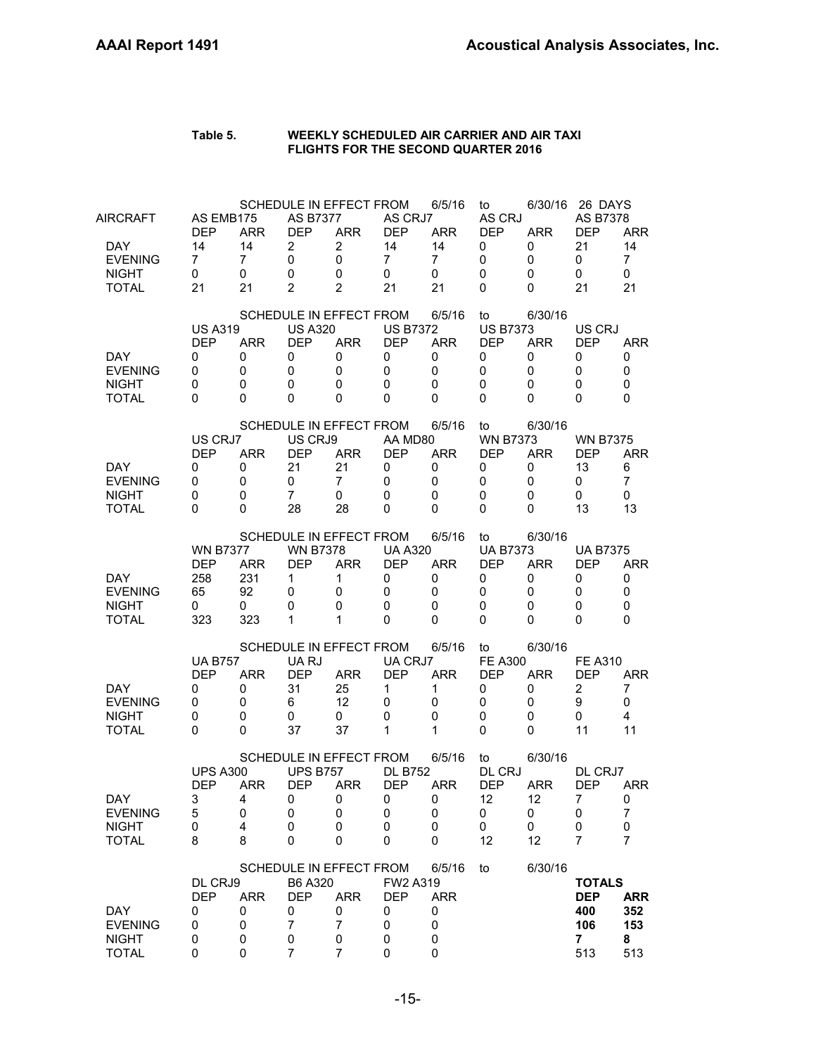**Table 5. WEEKLY SCHEDULED AIR CARRIER AND AIR TAXI FLIGHTS FOR THE SECOND QUARTER 2016**

SCHEDULE IN EFFECT FROM 6/5/16 to 6/30/16 26 DAYS

| AIRCRAFT | AS EMB175 | | AS B7377 | | AS CRJ7 | | AS CRJ | | AS B7378 | |
|---|---|---|---|---|---|---|---|---|---|---|
| | DEP | ARR | DEP | ARR | DEP | ARR | DEP | ARR | DEP | ARR |
| DAY | 14 | 14 | 2 | 2 | 14 | 14 | 0 | 0 | 21 | 14 |
| EVENING | 7 | 7 | 0 | 0 | 7 | 7 | 0 | 0 | 0 | 7 |
| NIGHT | 0 | 0 | 0 | 0 | 0 | 0 | 0 | 0 | 0 | 0 |
| TOTAL | 21 | 21 | 2 | 2 | 21 | 21 | 0 | 0 | 21 | 21 |

SCHEDULE IN EFFECT FROM 6/5/16 to 6/30/16

| | US A319 | | US A320 | | US B7372 | | US B7373 | | US CRJ | |
|---|---|---|---|---|---|---|---|---|---|---|
| | DEP | ARR | DEP | ARR | DEP | ARR | DEP | ARR | DEP | ARR |
| DAY | 0 | 0 | 0 | 0 | 0 | 0 | 0 | 0 | 0 | 0 |
| EVENING | 0 | 0 | 0 | 0 | 0 | 0 | 0 | 0 | 0 | 0 |
| NIGHT | 0 | 0 | 0 | 0 | 0 | 0 | 0 | 0 | 0 | 0 |
| TOTAL | 0 | 0 | 0 | 0 | 0 | 0 | 0 | 0 | 0 | 0 |

SCHEDULE IN EFFECT FROM 6/5/16 to 6/30/16

| | US CRJ7 | | US CRJ9 | | AA MD80 | | WN B7373 | | WN B7375 | |
|---|---|---|---|---|---|---|---|---|---|---|
| | DEP | ARR | DEP | ARR | DEP | ARR | DEP | ARR | DEP | ARR |
| DAY | 0 | 0 | 21 | 21 | 0 | 0 | 0 | 0 | 13 | 6 |
| EVENING | 0 | 0 | 0 | 7 | 0 | 0 | 0 | 0 | 0 | 7 |
| NIGHT | 0 | 0 | 7 | 0 | 0 | 0 | 0 | 0 | 0 | 0 |
| TOTAL | 0 | 0 | 28 | 28 | 0 | 0 | 0 | 0 | 13 | 13 |

SCHEDULE IN EFFECT FROM 6/5/16 to 6/30/16

| | WN B7377 | | WN B7378 | | UA A320 | | UA B7373 | | UA B7375 | |
|---|---|---|---|---|---|---|---|---|---|---|
| | DEP | ARR | DEP | ARR | DEP | ARR | DEP | ARR | DEP | ARR |
| DAY | 258 | 231 | 1 | 1 | 0 | 0 | 0 | 0 | 0 | 0 |
| EVENING | 65 | 92 | 0 | 0 | 0 | 0 | 0 | 0 | 0 | 0 |
| NIGHT | 0 | 0 | 0 | 0 | 0 | 0 | 0 | 0 | 0 | 0 |
| TOTAL | 323 | 323 | 1 | 1 | 0 | 0 | 0 | 0 | 0 | 0 |

SCHEDULE IN EFFECT FROM 6/5/16 to 6/30/16

| | UA B757 | | UA RJ | | UA CRJ7 | | FE A300 | | FE A310 | |
|---|---|---|---|---|---|---|---|---|---|---|
| | DEP | ARR | DEP | ARR | DEP | ARR | DEP | ARR | DEP | ARR |
| DAY | 0 | 0 | 31 | 25 | 1 | 1 | 0 | 0 | 2 | 7 |
| EVENING | 0 | 0 | 6 | 12 | 0 | 0 | 0 | 0 | 9 | 0 |
| NIGHT | 0 | 0 | 0 | 0 | 0 | 0 | 0 | 0 | 0 | 4 |
| TOTAL | 0 | 0 | 37 | 37 | 1 | 1 | 0 | 0 | 11 | 11 |

SCHEDULE IN EFFECT FROM 6/5/16 to 6/30/16

| | UPS A300 | | UPS B757 | | DL B752 | | DL CRJ | | DL CRJ7 | |
|---|---|---|---|---|---|---|---|---|---|---|
| | DEP | ARR | DEP | ARR | DEP | ARR | DEP | ARR | DEP | ARR |
| DAY | 3 | 4 | 0 | 0 | 0 | 0 | 12 | 12 | 7 | 0 |
| EVENING | 5 | 0 | 0 | 0 | 0 | 0 | 0 | 0 | 0 | 7 |
| NIGHT | 0 | 4 | 0 | 0 | 0 | 0 | 0 | 0 | 0 | 0 |
| TOTAL | 8 | 8 | 0 | 0 | 0 | 0 | 12 | 12 | 7 | 7 |

SCHEDULE IN EFFECT FROM 6/5/16 to 6/30/16

| | DL CRJ9 | | B6 A320 | | FW2 A319 | | **TOTALS** | |
|---|---|---|---|---|---|---|---|---|
| | DEP | ARR | DEP | ARR | DEP | ARR | **DEP** | **ARR** |
| DAY | 0 | 0 | 0 | 0 | 0 | 0 | **400** | **352** |
| EVENING | 0 | 0 | 7 | 7 | 0 | 0 | **106** | **153** |
| NIGHT | 0 | 0 | 0 | 0 | 0 | 0 | **7** | **8** |
| TOTAL | 0 | 0 | 7 | 7 | 0 | 0 | 513 | 513 |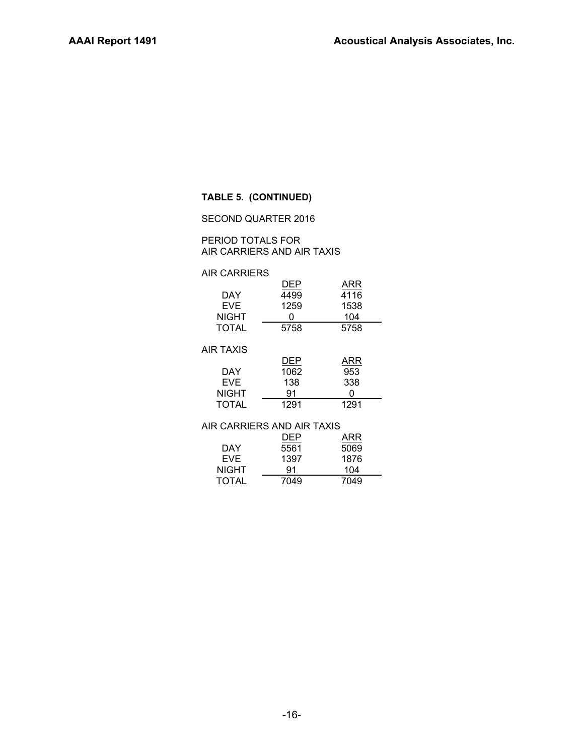**TABLE 5. (CONTINUED)**

SECOND QUARTER 2016

PERIOD TOTALS FOR
AIR CARRIERS AND AIR TAXIS

AIR CARRIERS

| | DEP | ARR |
|---|---|---|
| DAY | 4499 | 4116 |
| EVE | 1259 | 1538 |
| NIGHT | 0 | 104 |
| TOTAL | 5758 | 5758 |

AIR TAXIS

| | DEP | ARR |
|---|---|---|
| DAY | 1062 | 953 |
| EVE | 138 | 338 |
| NIGHT | 91 | 0 |
| TOTAL | 1291 | 1291 |

AIR CARRIERS AND AIR TAXIS

| | DEP | ARR |
|---|---|---|
| DAY | 5561 | 5069 |
| EVE | 1397 | 1876 |
| NIGHT | 91 | 104 |
| TOTAL | 7049 | 7049 |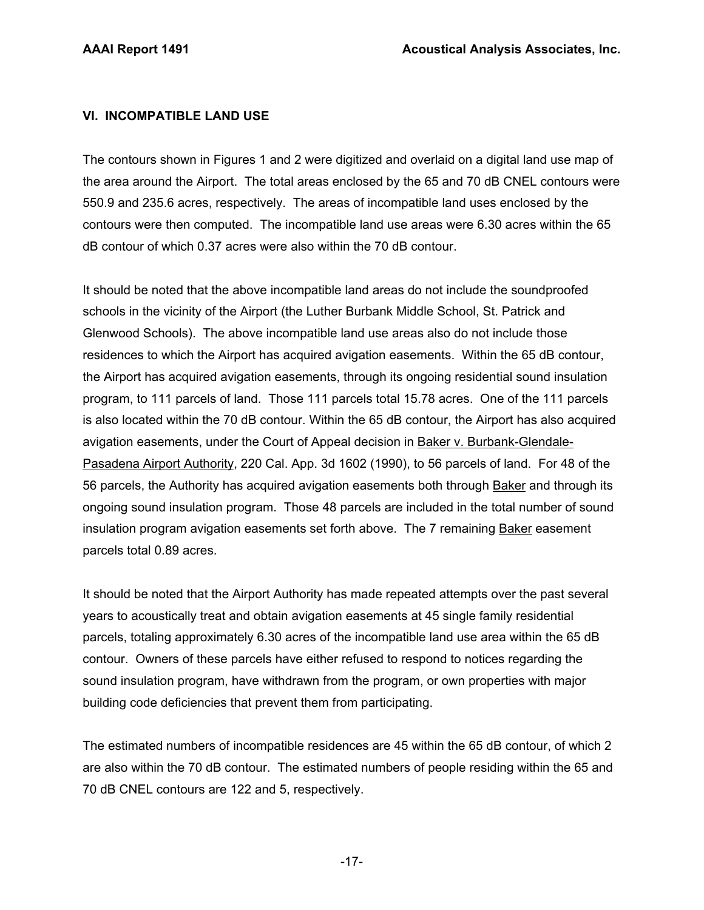## VI. INCOMPATIBLE LAND USE

The contours shown in Figures 1 and 2 were digitized and overlaid on a digital land use map of the area around the Airport. The total areas enclosed by the 65 and 70 dB CNEL contours were 550.9 and 235.6 acres, respectively. The areas of incompatible land uses enclosed by the contours were then computed. The incompatible land use areas were 6.30 acres within the 65 dB contour of which 0.37 acres were also within the 70 dB contour.

It should be noted that the above incompatible land areas do not include the soundproofed schools in the vicinity of the Airport (the Luther Burbank Middle School, St. Patrick and Glenwood Schools). The above incompatible land use areas also do not include those residences to which the Airport has acquired avigation easements. Within the 65 dB contour, the Airport has acquired avigation easements, through its ongoing residential sound insulation program, to 111 parcels of land. Those 111 parcels total 15.78 acres. One of the 111 parcels is also located within the 70 dB contour. Within the 65 dB contour, the Airport has also acquired avigation easements, under the Court of Appeal decision in Baker v. Burbank-Glendale-Pasadena Airport Authority, 220 Cal. App. 3d 1602 (1990), to 56 parcels of land. For 48 of the 56 parcels, the Authority has acquired avigation easements both through Baker and through its ongoing sound insulation program. Those 48 parcels are included in the total number of sound insulation program avigation easements set forth above. The 7 remaining Baker easement parcels total 0.89 acres.

It should be noted that the Airport Authority has made repeated attempts over the past several years to acoustically treat and obtain avigation easements at 45 single family residential parcels, totaling approximately 6.30 acres of the incompatible land use area within the 65 dB contour. Owners of these parcels have either refused to respond to notices regarding the sound insulation program, have withdrawn from the program, or own properties with major building code deficiencies that prevent them from participating.

The estimated numbers of incompatible residences are 45 within the 65 dB contour, of which 2 are also within the 70 dB contour. The estimated numbers of people residing within the 65 and 70 dB CNEL contours are 122 and 5, respectively.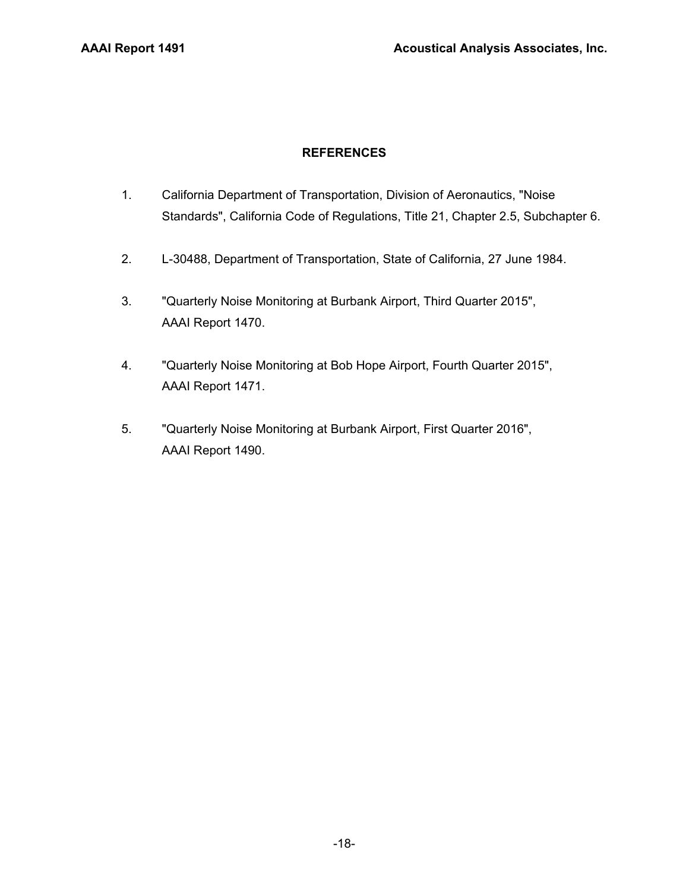## REFERENCES

1. California Department of Transportation, Division of Aeronautics, "Noise Standards", California Code of Regulations, Title 21, Chapter 2.5, Subchapter 6.

2. L-30488, Department of Transportation, State of California, 27 June 1984.

3. "Quarterly Noise Monitoring at Burbank Airport, Third Quarter 2015", AAAI Report 1470.

4. "Quarterly Noise Monitoring at Bob Hope Airport, Fourth Quarter 2015", AAAI Report 1471.

5. "Quarterly Noise Monitoring at Burbank Airport, First Quarter 2016", AAAI Report 1490.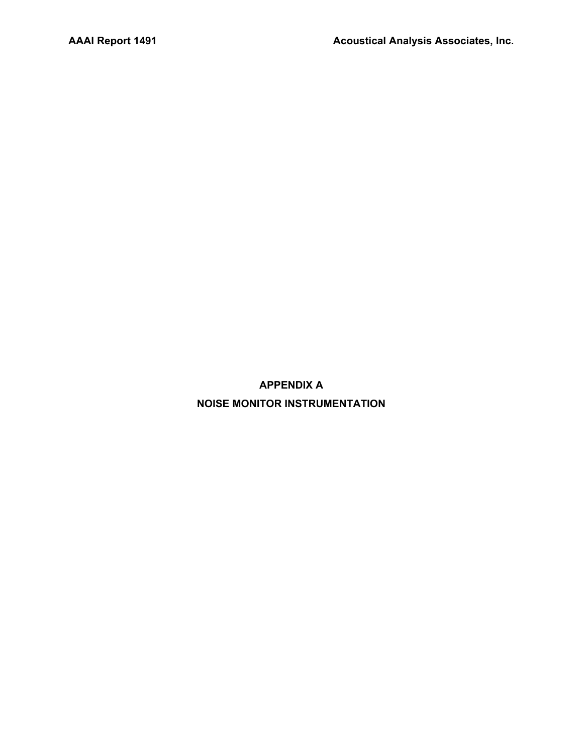# APPENDIX A

# NOISE MONITOR INSTRUMENTATION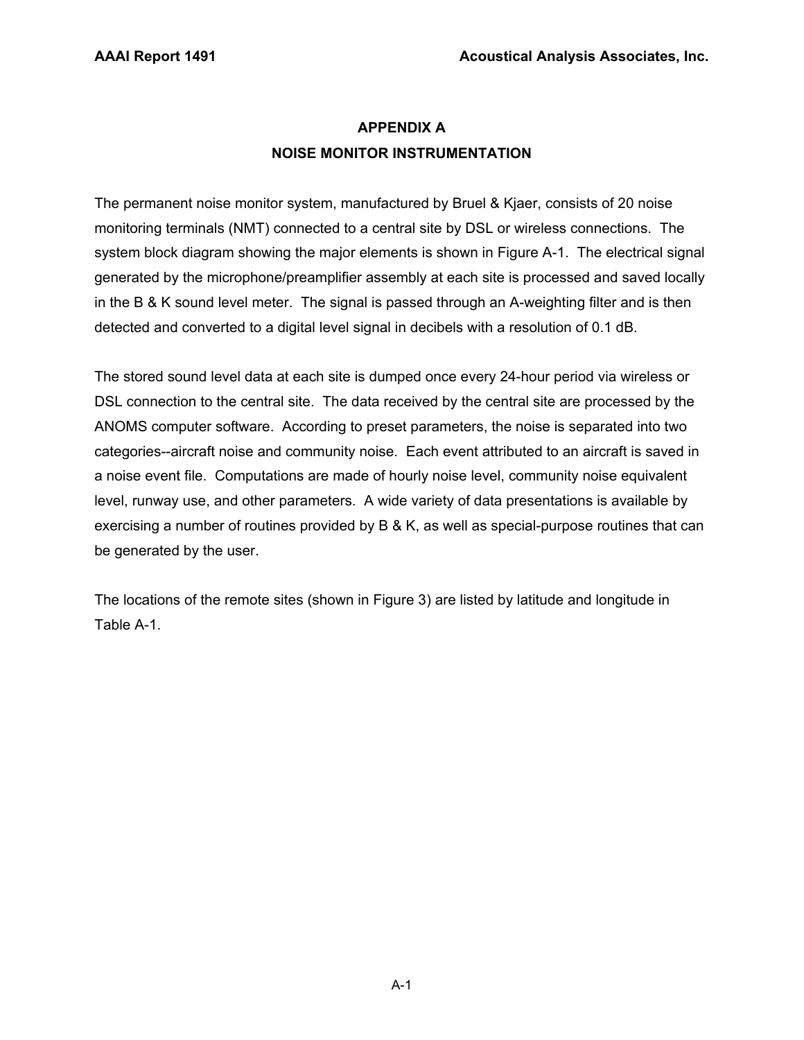# APPENDIX A
## NOISE MONITOR INSTRUMENTATION

The permanent noise monitor system, manufactured by Bruel & Kjaer, consists of 20 noise monitoring terminals (NMT) connected to a central site by DSL or wireless connections. The system block diagram showing the major elements is shown in Figure A-1. The electrical signal generated by the microphone/preamplifier assembly at each site is processed and saved locally in the B & K sound level meter. The signal is passed through an A-weighting filter and is then detected and converted to a digital level signal in decibels with a resolution of 0.1 dB.

The stored sound level data at each site is dumped once every 24-hour period via wireless or DSL connection to the central site. The data received by the central site are processed by the ANOMS computer software. According to preset parameters, the noise is separated into two categories--aircraft noise and community noise. Each event attributed to an aircraft is saved in a noise event file. Computations are made of hourly noise level, community noise equivalent level, runway use, and other parameters. A wide variety of data presentations is available by exercising a number of routines provided by B & K, as well as special-purpose routines that can be generated by the user.

The locations of the remote sites (shown in Figure 3) are listed by latitude and longitude in Table A-1.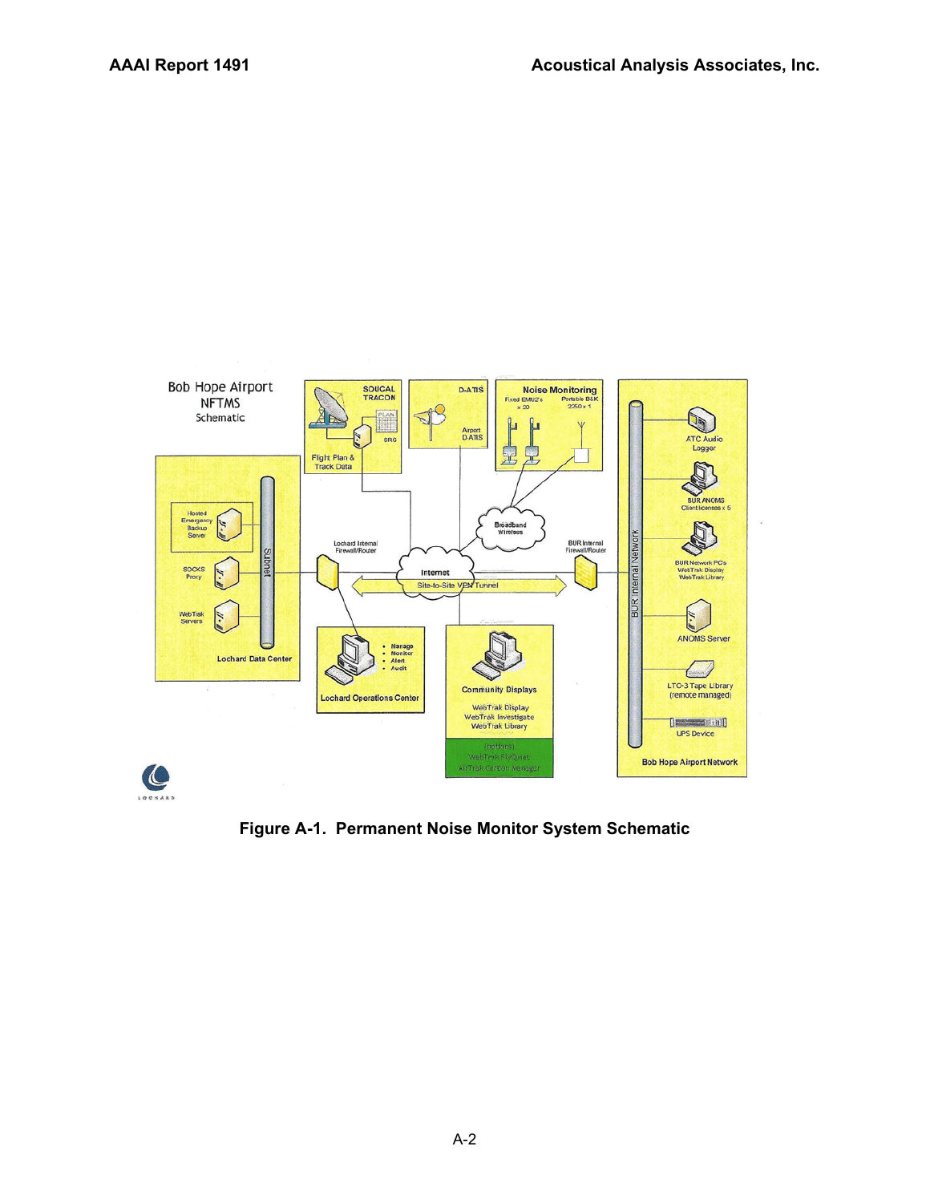Figure A-1. Permanent Noise Monitor System Schematic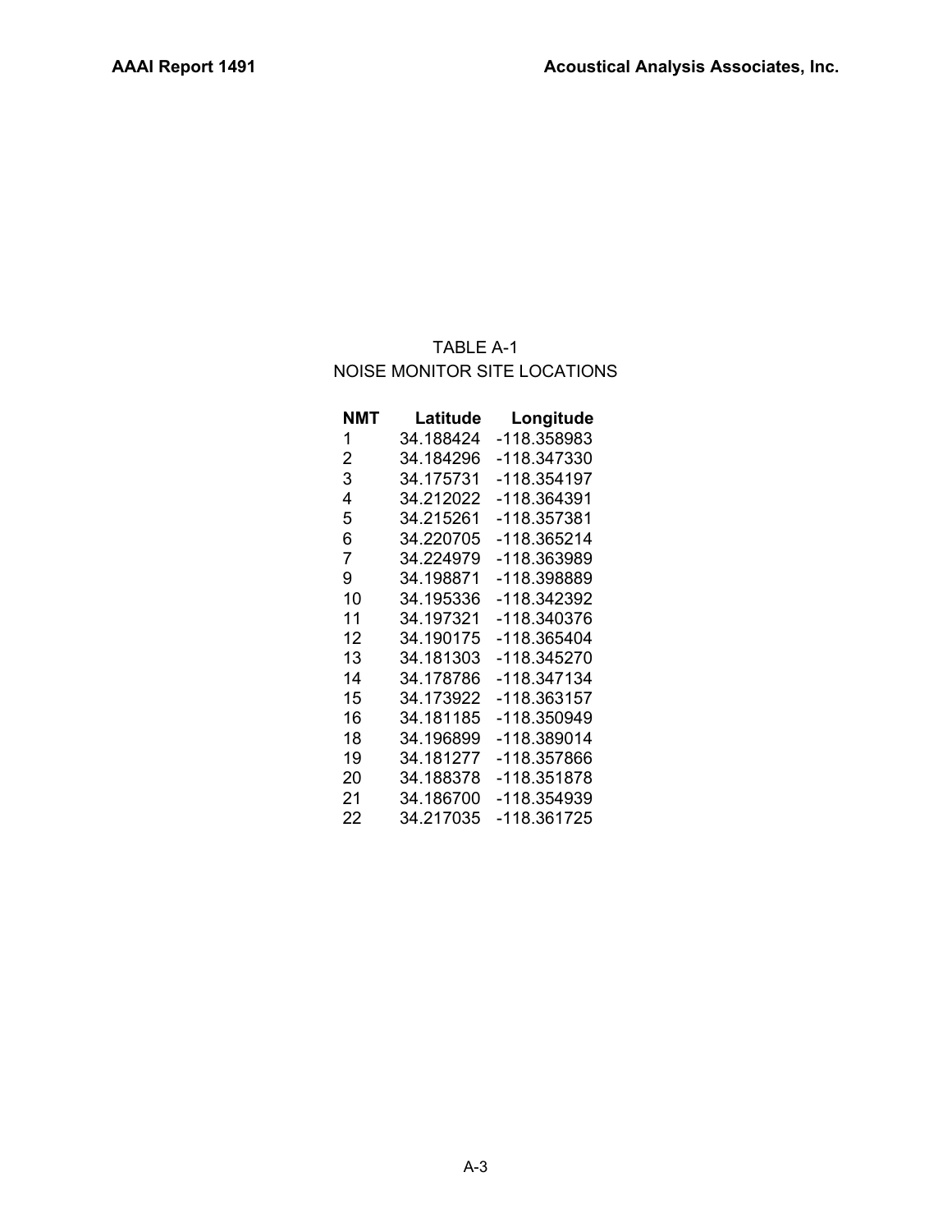TABLE A-1
NOISE MONITOR SITE LOCATIONS

| NMT | Latitude | Longitude |
|---|---|---|
| 1 | 34.188424 | -118.358983 |
| 2 | 34.184296 | -118.347330 |
| 3 | 34.175731 | -118.354197 |
| 4 | 34.212022 | -118.364391 |
| 5 | 34.215261 | -118.357381 |
| 6 | 34.220705 | -118.365214 |
| 7 | 34.224979 | -118.363989 |
| 9 | 34.198871 | -118.398889 |
| 10 | 34.195336 | -118.342392 |
| 11 | 34.197321 | -118.340376 |
| 12 | 34.190175 | -118.365404 |
| 13 | 34.181303 | -118.345270 |
| 14 | 34.178786 | -118.347134 |
| 15 | 34.173922 | -118.363157 |
| 16 | 34.181185 | -118.350949 |
| 18 | 34.196899 | -118.389014 |
| 19 | 34.181277 | -118.357866 |
| 20 | 34.188378 | -118.351878 |
| 21 | 34.186700 | -118.354939 |
| 22 | 34.217035 | -118.361725 |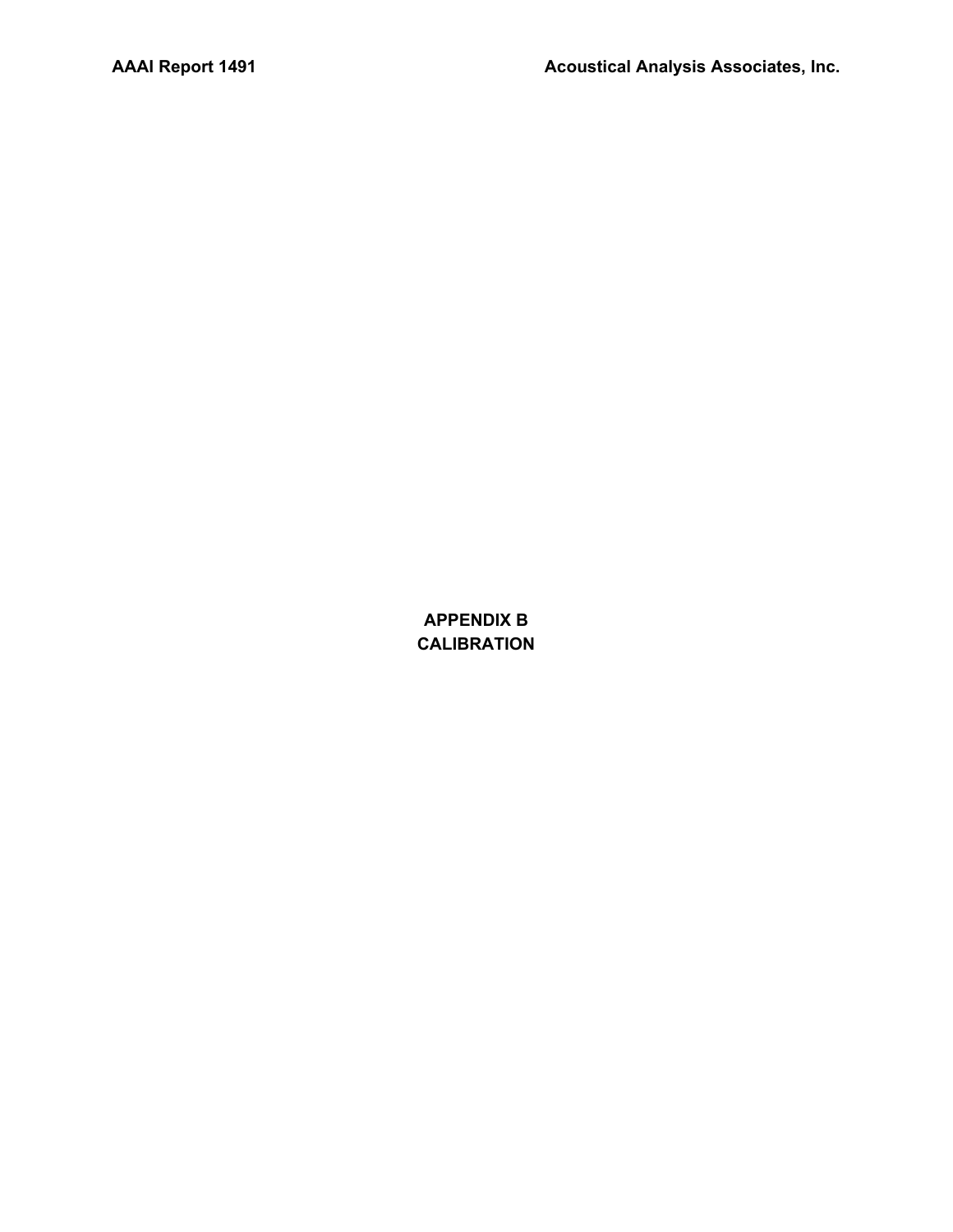# APPENDIX B
# CALIBRATION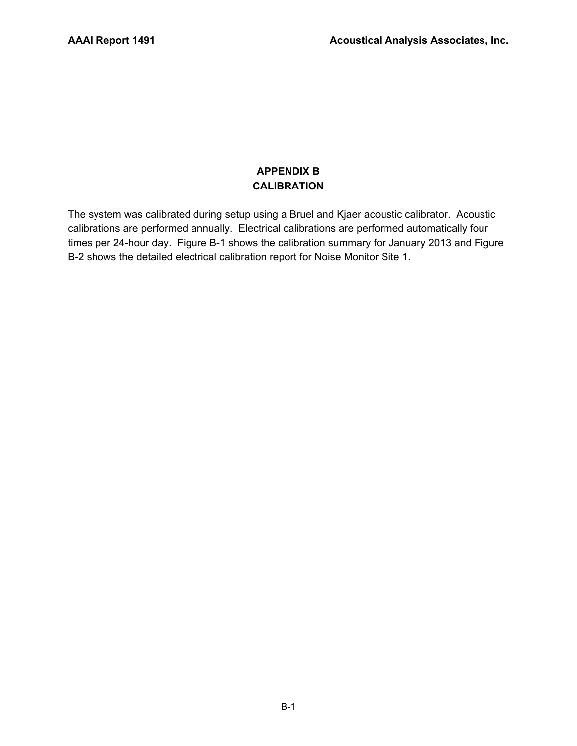# APPENDIX B
# CALIBRATION

The system was calibrated during setup using a Bruel and Kjaer acoustic calibrator. Acoustic calibrations are performed annually. Electrical calibrations are performed automatically four times per 24-hour day. Figure B-1 shows the calibration summary for January 2013 and Figure B-2 shows the detailed electrical calibration report for Noise Monitor Site 1.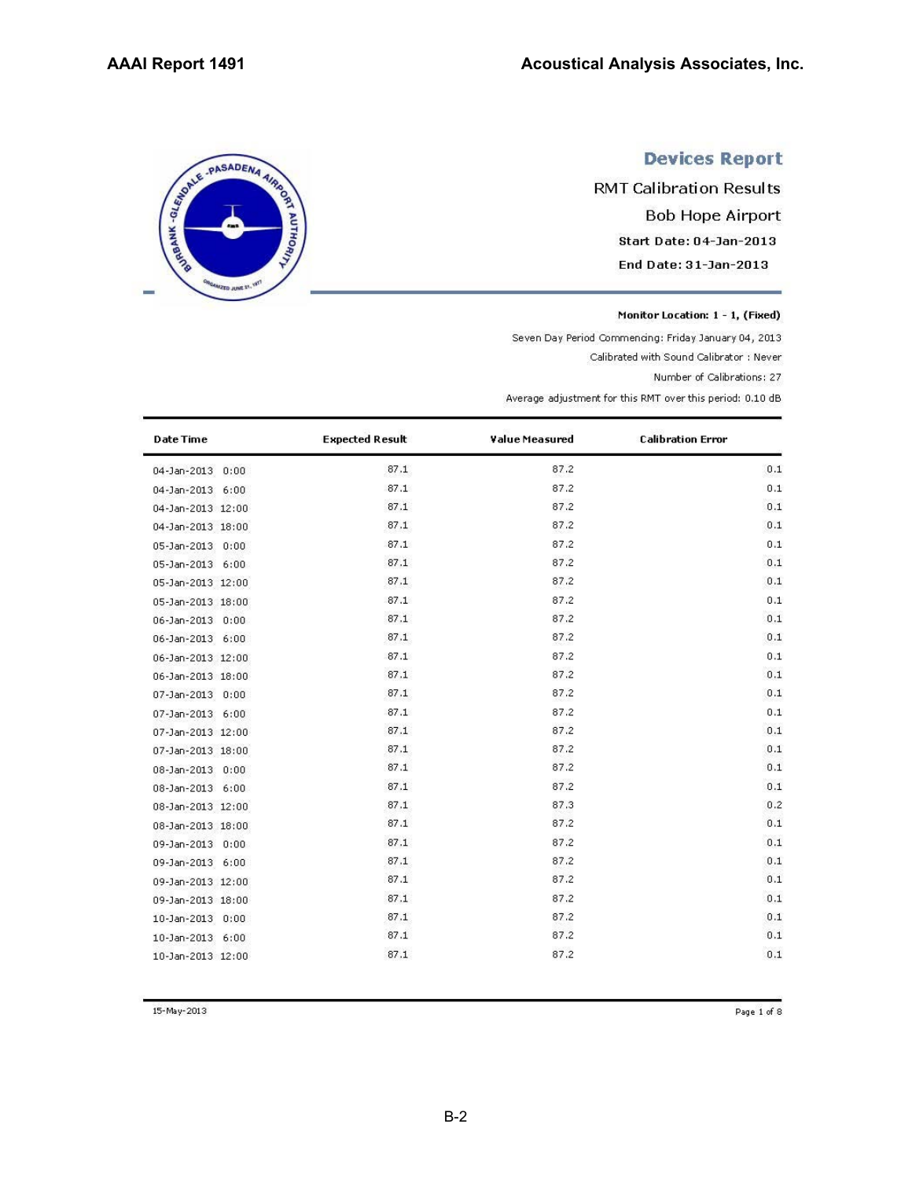# Devices Report

RMT Calibration Results

Bob Hope Airport

Start Date: 04-Jan-2013

End Date: 31-Jan-2013

**Monitor Location: 1 - 1, (Fixed)**

Seven Day Period Commencing: Friday January 04, 2013

Calibrated with Sound Calibrator : Never

Number of Calibrations: 27

Average adjustment for this RMT over this period: 0.10 dB

| Date Time | Expected Result | Value Measured | Calibration Error |
|---|---|---|---|
| 04-Jan-2013 0:00 | 87.1 | 87.2 | 0.1 |
| 04-Jan-2013 6:00 | 87.1 | 87.2 | 0.1 |
| 04-Jan-2013 12:00 | 87.1 | 87.2 | 0.1 |
| 04-Jan-2013 18:00 | 87.1 | 87.2 | 0.1 |
| 05-Jan-2013 0:00 | 87.1 | 87.2 | 0.1 |
| 05-Jan-2013 6:00 | 87.1 | 87.2 | 0.1 |
| 05-Jan-2013 12:00 | 87.1 | 87.2 | 0.1 |
| 05-Jan-2013 18:00 | 87.1 | 87.2 | 0.1 |
| 06-Jan-2013 0:00 | 87.1 | 87.2 | 0.1 |
| 06-Jan-2013 6:00 | 87.1 | 87.2 | 0.1 |
| 06-Jan-2013 12:00 | 87.1 | 87.2 | 0.1 |
| 06-Jan-2013 18:00 | 87.1 | 87.2 | 0.1 |
| 07-Jan-2013 0:00 | 87.1 | 87.2 | 0.1 |
| 07-Jan-2013 6:00 | 87.1 | 87.2 | 0.1 |
| 07-Jan-2013 12:00 | 87.1 | 87.2 | 0.1 |
| 07-Jan-2013 18:00 | 87.1 | 87.2 | 0.1 |
| 08-Jan-2013 0:00 | 87.1 | 87.2 | 0.1 |
| 08-Jan-2013 6:00 | 87.1 | 87.2 | 0.1 |
| 08-Jan-2013 12:00 | 87.1 | 87.3 | 0.2 |
| 08-Jan-2013 18:00 | 87.1 | 87.2 | 0.1 |
| 09-Jan-2013 0:00 | 87.1 | 87.2 | 0.1 |
| 09-Jan-2013 6:00 | 87.1 | 87.2 | 0.1 |
| 09-Jan-2013 12:00 | 87.1 | 87.2 | 0.1 |
| 09-Jan-2013 18:00 | 87.1 | 87.2 | 0.1 |
| 10-Jan-2013 0:00 | 87.1 | 87.2 | 0.1 |
| 10-Jan-2013 6:00 | 87.1 | 87.2 | 0.1 |
| 10-Jan-2013 12:00 | 87.1 | 87.2 | 0.1 |

15-May-2013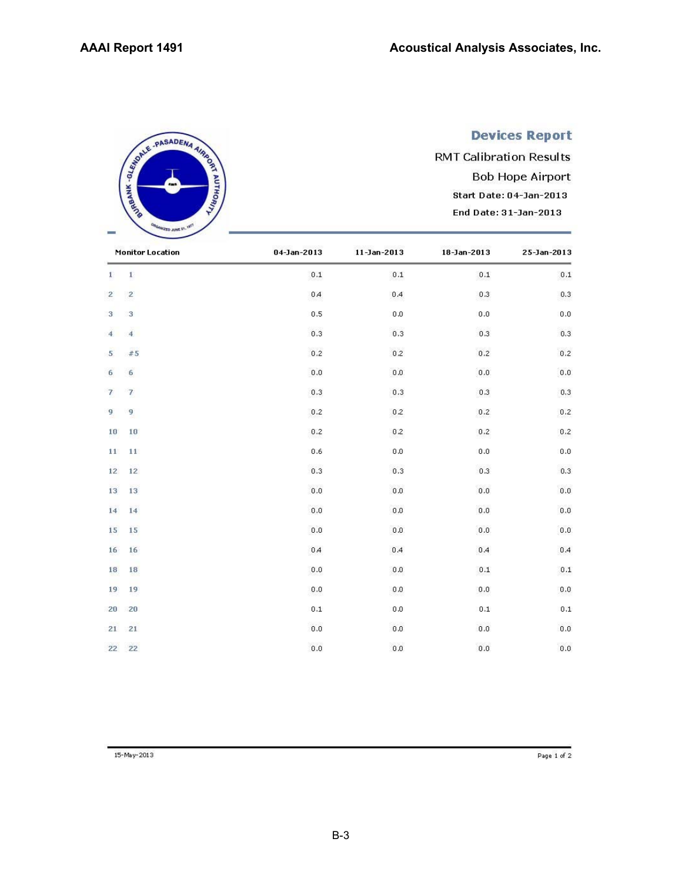# Devices Report

RMT Calibration Results

Bob Hope Airport

Start Date: 04-Jan-2013

End Date: 31-Jan-2013

| Monitor Location | | 04-Jan-2013 | 11-Jan-2013 | 18-Jan-2013 | 25-Jan-2013 |
|---|---|---|---|---|---|
| 1 | 1 | 0.1 | 0.1 | 0.1 | 0.1 |
| 2 | 2 | 0.4 | 0.4 | 0.3 | 0.3 |
| 3 | 3 | 0.5 | 0.0 | 0.0 | 0.0 |
| 4 | 4 | 0.3 | 0.3 | 0.3 | 0.3 |
| 5 | #5 | 0.2 | 0.2 | 0.2 | 0.2 |
| 6 | 6 | 0.0 | 0.0 | 0.0 | 0.0 |
| 7 | 7 | 0.3 | 0.3 | 0.3 | 0.3 |
| 9 | 9 | 0.2 | 0.2 | 0.2 | 0.2 |
| 10 | 10 | 0.2 | 0.2 | 0.2 | 0.2 |
| 11 | 11 | 0.6 | 0.0 | 0.0 | 0.0 |
| 12 | 12 | 0.3 | 0.3 | 0.3 | 0.3 |
| 13 | 13 | 0.0 | 0.0 | 0.0 | 0.0 |
| 14 | 14 | 0.0 | 0.0 | 0.0 | 0.0 |
| 15 | 15 | 0.0 | 0.0 | 0.0 | 0.0 |
| 16 | 16 | 0.4 | 0.4 | 0.4 | 0.4 |
| 18 | 18 | 0.0 | 0.0 | 0.1 | 0.1 |
| 19 | 19 | 0.0 | 0.0 | 0.0 | 0.0 |
| 20 | 20 | 0.1 | 0.0 | 0.1 | 0.1 |
| 21 | 21 | 0.0 | 0.0 | 0.0 | 0.0 |
| 22 | 22 | 0.0 | 0.0 | 0.0 | 0.0 |

15-May-2013